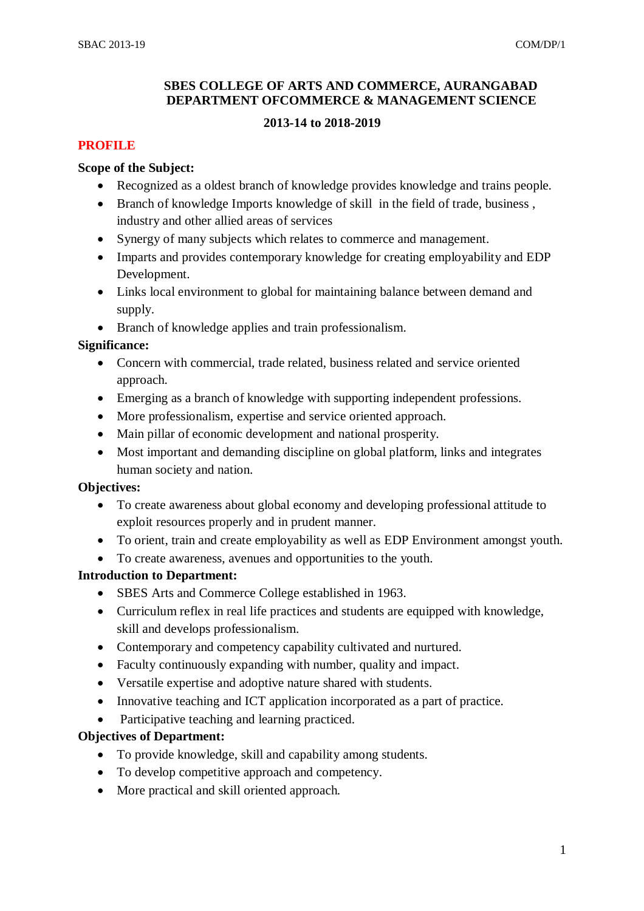# SBES COLLEGE OF ARTS AND COMMERCE, AURANGABAD
## DEPARTMENT OFCOMMERCE & MANAGEMENT SCIENCE

### 2013-14 to 2018-2019

## PROFILE

**Scope of the Subject:**

- Recognized as a oldest branch of knowledge provides knowledge and trains people.
- Branch of knowledge Imports knowledge of skill in the field of trade, business , industry and other allied areas of services
- Synergy of many subjects which relates to commerce and management.
- Imparts and provides contemporary knowledge for creating employability and EDP Development.
- Links local environment to global for maintaining balance between demand and supply.
- Branch of knowledge applies and train professionalism.

**Significance:**

- Concern with commercial, trade related, business related and service oriented approach.
- Emerging as a branch of knowledge with supporting independent professions.
- More professionalism, expertise and service oriented approach.
- Main pillar of economic development and national prosperity.
- Most important and demanding discipline on global platform, links and integrates human society and nation.

**Objectives:**

- To create awareness about global economy and developing professional attitude to exploit resources properly and in prudent manner.
- To orient, train and create employability as well as EDP Environment amongst youth.
- To create awareness, avenues and opportunities to the youth.

**Introduction to Department:**

- SBES Arts and Commerce College established in 1963.
- Curriculum reflex in real life practices and students are equipped with knowledge, skill and develops professionalism.
- Contemporary and competency capability cultivated and nurtured.
- Faculty continuously expanding with number, quality and impact.
- Versatile expertise and adoptive nature shared with students.
- Innovative teaching and ICT application incorporated as a part of practice.
- Participative teaching and learning practiced.

**Objectives of Department:**

- To provide knowledge, skill and capability among students.
- To develop competitive approach and competency.
- More practical and skill oriented approach.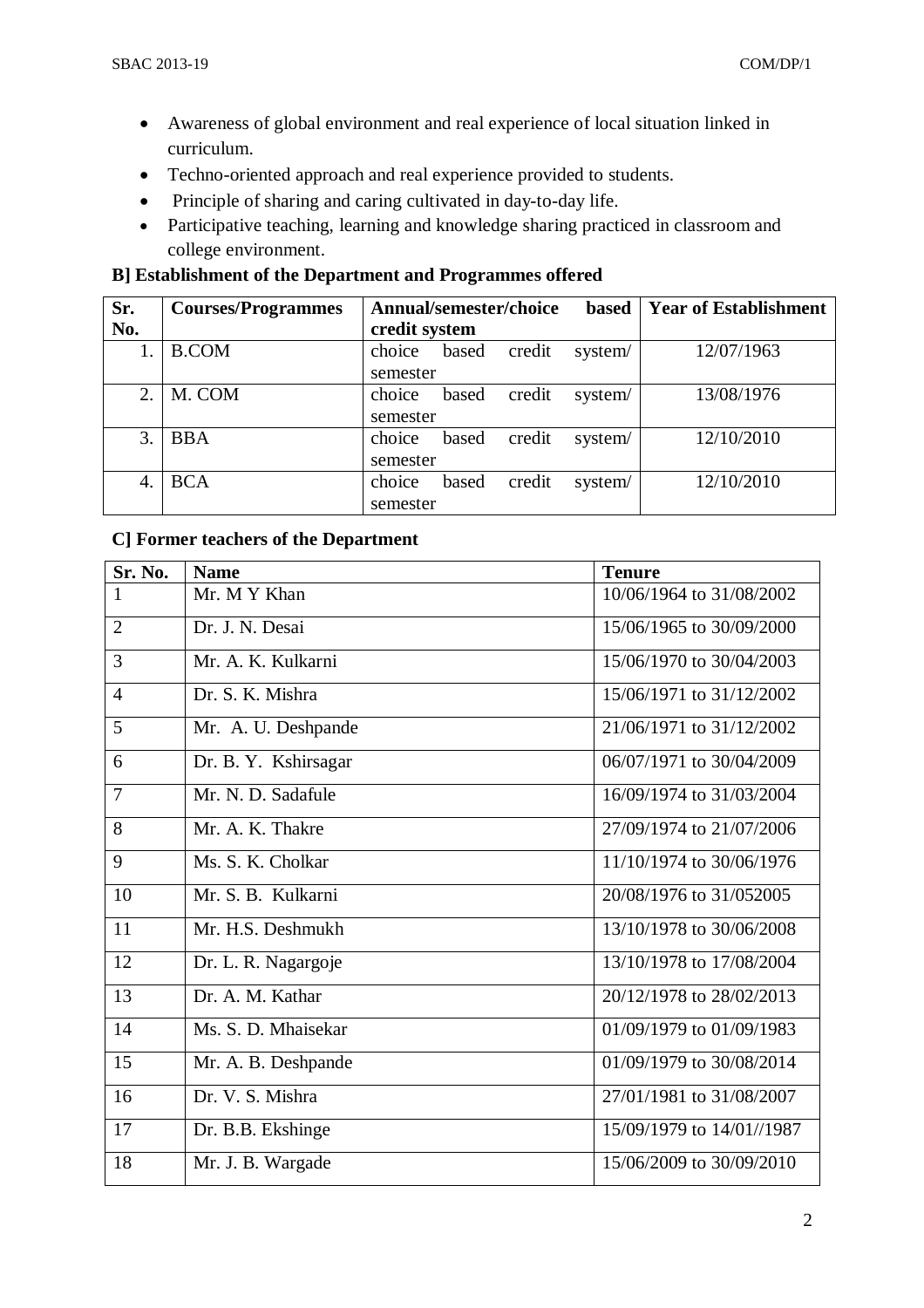- Awareness of global environment and real experience of local situation linked in curriculum.
- Techno-oriented approach and real experience provided to students.
- Principle of sharing and caring cultivated in day-to-day life.
- Participative teaching, learning and knowledge sharing practiced in classroom and college environment.

**B] Establishment of the Department and Programmes offered**

| Sr. No. | Courses/Programmes | Annual/semester/choice based credit system | Year of Establishment |
|---|---|---|---|
| 1. | B.COM | choice based credit system/ semester | 12/07/1963 |
| 2. | M. COM | choice based credit system/ semester | 13/08/1976 |
| 3. | BBA | choice based credit system/ semester | 12/10/2010 |
| 4. | BCA | choice based credit system/ semester | 12/10/2010 |

**C] Former teachers of the Department**

| Sr. No. | Name | Tenure |
|---|---|---|
| 1 | Mr. M Y Khan | 10/06/1964 to 31/08/2002 |
| 2 | Dr. J. N. Desai | 15/06/1965 to 30/09/2000 |
| 3 | Mr. A. K. Kulkarni | 15/06/1970 to 30/04/2003 |
| 4 | Dr. S. K. Mishra | 15/06/1971 to 31/12/2002 |
| 5 | Mr. A. U. Deshpande | 21/06/1971 to 31/12/2002 |
| 6 | Dr. B. Y. Kshirsagar | 06/07/1971 to 30/04/2009 |
| 7 | Mr. N. D. Sadafule | 16/09/1974 to 31/03/2004 |
| 8 | Mr. A. K. Thakre | 27/09/1974 to 21/07/2006 |
| 9 | Ms. S. K. Cholkar | 11/10/1974 to 30/06/1976 |
| 10 | Mr. S. B. Kulkarni | 20/08/1976 to 31/052005 |
| 11 | Mr. H.S. Deshmukh | 13/10/1978 to 30/06/2008 |
| 12 | Dr. L. R. Nagargoje | 13/10/1978 to 17/08/2004 |
| 13 | Dr. A. M. Kathar | 20/12/1978 to 28/02/2013 |
| 14 | Ms. S. D. Mhaisekar | 01/09/1979 to 01/09/1983 |
| 15 | Mr. A. B. Deshpande | 01/09/1979 to 30/08/2014 |
| 16 | Dr. V. S. Mishra | 27/01/1981 to 31/08/2007 |
| 17 | Dr. B.B. Ekshinge | 15/09/1979 to 14/01//1987 |
| 18 | Mr. J. B. Wargade | 15/06/2009 to 30/09/2010 |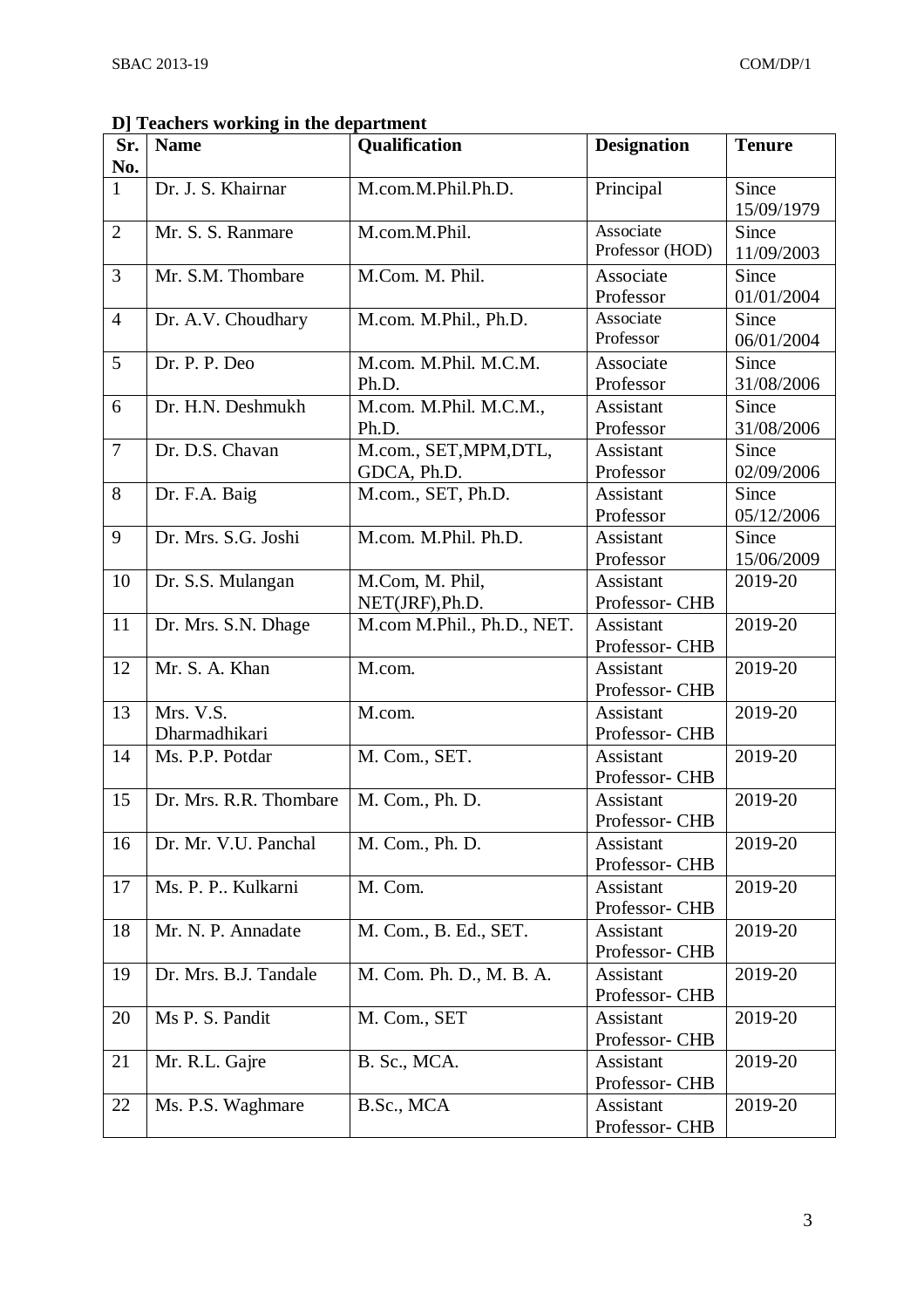**D] Teachers working in the department**

| Sr. No. | Name | Qualification | Designation | Tenure |
|---|---|---|---|---|
| 1 | Dr. J. S. Khairnar | M.com.M.Phil.Ph.D. | Principal | Since 15/09/1979 |
| 2 | Mr. S. S. Ranmare | M.com.M.Phil. | Associate Professor (HOD) | Since 11/09/2003 |
| 3 | Mr. S.M. Thombare | M.Com. M. Phil. | Associate Professor | Since 01/01/2004 |
| 4 | Dr. A.V. Choudhary | M.com. M.Phil., Ph.D. | Associate Professor | Since 06/01/2004 |
| 5 | Dr. P. P. Deo | M.com. M.Phil. M.C.M. Ph.D. | Associate Professor | Since 31/08/2006 |
| 6 | Dr. H.N. Deshmukh | M.com. M.Phil. M.C.M., Ph.D. | Assistant Professor | Since 31/08/2006 |
| 7 | Dr. D.S. Chavan | M.com., SET,MPM,DTL, GDCA, Ph.D. | Assistant Professor | Since 02/09/2006 |
| 8 | Dr. F.A. Baig | M.com., SET, Ph.D. | Assistant Professor | Since 05/12/2006 |
| 9 | Dr. Mrs. S.G. Joshi | M.com. M.Phil. Ph.D. | Assistant Professor | Since 15/06/2009 |
| 10 | Dr. S.S. Mulangan | M.Com, M. Phil, NET(JRF),Ph.D. | Assistant Professor- CHB | 2019-20 |
| 11 | Dr. Mrs. S.N. Dhage | M.com M.Phil., Ph.D., NET. | Assistant Professor- CHB | 2019-20 |
| 12 | Mr. S. A. Khan | M.com. | Assistant Professor- CHB | 2019-20 |
| 13 | Mrs. V.S. Dharmadhikari | M.com. | Assistant Professor- CHB | 2019-20 |
| 14 | Ms. P.P. Potdar | M. Com., SET. | Assistant Professor- CHB | 2019-20 |
| 15 | Dr. Mrs. R.R. Thombare | M. Com., Ph. D. | Assistant Professor- CHB | 2019-20 |
| 16 | Dr. Mr. V.U. Panchal | M. Com., Ph. D. | Assistant Professor- CHB | 2019-20 |
| 17 | Ms. P. P.. Kulkarni | M. Com. | Assistant Professor- CHB | 2019-20 |
| 18 | Mr. N. P. Annadate | M. Com., B. Ed., SET. | Assistant Professor- CHB | 2019-20 |
| 19 | Dr. Mrs. B.J. Tandale | M. Com. Ph. D., M. B. A. | Assistant Professor- CHB | 2019-20 |
| 20 | Ms P. S. Pandit | M. Com., SET | Assistant Professor- CHB | 2019-20 |
| 21 | Mr. R.L. Gajre | B. Sc., MCA. | Assistant Professor- CHB | 2019-20 |
| 22 | Ms. P.S. Waghmare | B.Sc., MCA | Assistant Professor- CHB | 2019-20 |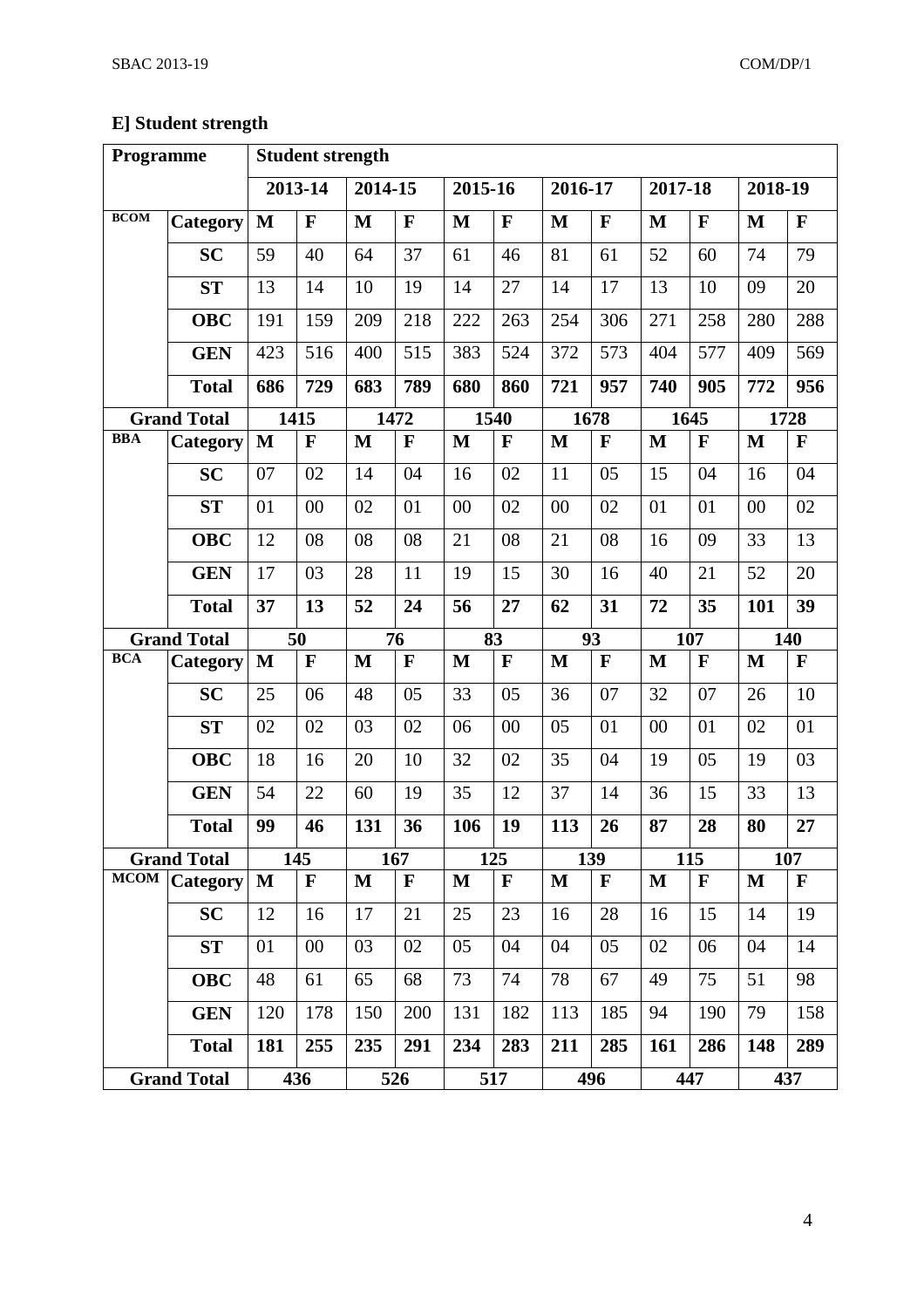## E] Student strength

| Programme | | Student strength | | | | | | | | | | | |
|---|---|---|---|---|---|---|---|---|---|---|---|---|---|
| | | 2013-14 | | 2014-15 | | 2015-16 | | 2016-17 | | 2017-18 | | 2018-19 | |
| BCOM | Category | M | F | M | F | M | F | M | F | M | F | M | F |
| | SC | 59 | 40 | 64 | 37 | 61 | 46 | 81 | 61 | 52 | 60 | 74 | 79 |
| | ST | 13 | 14 | 10 | 19 | 14 | 27 | 14 | 17 | 13 | 10 | 09 | 20 |
| | OBC | 191 | 159 | 209 | 218 | 222 | 263 | 254 | 306 | 271 | 258 | 280 | 288 |
| | GEN | 423 | 516 | 400 | 515 | 383 | 524 | 372 | 573 | 404 | 577 | 409 | 569 |
| | **Total** | **686** | **729** | **683** | **789** | **680** | **860** | **721** | **957** | **740** | **905** | **772** | **956** |
| **Grand Total** | | **1415** | | **1472** | | **1540** | | **1678** | | **1645** | | **1728** | |
| BBA | Category | M | F | M | F | M | F | M | F | M | F | M | F |
| | SC | 07 | 02 | 14 | 04 | 16 | 02 | 11 | 05 | 15 | 04 | 16 | 04 |
| | ST | 01 | 00 | 02 | 01 | 00 | 02 | 00 | 02 | 01 | 01 | 00 | 02 |
| | OBC | 12 | 08 | 08 | 08 | 21 | 08 | 21 | 08 | 16 | 09 | 33 | 13 |
| | GEN | 17 | 03 | 28 | 11 | 19 | 15 | 30 | 16 | 40 | 21 | 52 | 20 |
| | **Total** | **37** | **13** | **52** | **24** | **56** | **27** | **62** | **31** | **72** | **35** | **101** | **39** |
| **Grand Total** | | **50** | | **76** | | **83** | | **93** | | **107** | | **140** | |
| BCA | Category | M | F | M | F | M | F | M | F | M | F | M | F |
| | SC | 25 | 06 | 48 | 05 | 33 | 05 | 36 | 07 | 32 | 07 | 26 | 10 |
| | ST | 02 | 02 | 03 | 02 | 06 | 00 | 05 | 01 | 00 | 01 | 02 | 01 |
| | OBC | 18 | 16 | 20 | 10 | 32 | 02 | 35 | 04 | 19 | 05 | 19 | 03 |
| | GEN | 54 | 22 | 60 | 19 | 35 | 12 | 37 | 14 | 36 | 15 | 33 | 13 |
| | **Total** | **99** | **46** | **131** | **36** | **106** | **19** | **113** | **26** | **87** | **28** | **80** | **27** |
| **Grand Total** | | **145** | | **167** | | **125** | | **139** | | **115** | | **107** | |
| MCOM | Category | M | F | M | F | M | F | M | F | M | F | M | F |
| | SC | 12 | 16 | 17 | 21 | 25 | 23 | 16 | 28 | 16 | 15 | 14 | 19 |
| | ST | 01 | 00 | 03 | 02 | 05 | 04 | 04 | 05 | 02 | 06 | 04 | 14 |
| | OBC | 48 | 61 | 65 | 68 | 73 | 74 | 78 | 67 | 49 | 75 | 51 | 98 |
| | GEN | 120 | 178 | 150 | 200 | 131 | 182 | 113 | 185 | 94 | 190 | 79 | 158 |
| | **Total** | **181** | **255** | **235** | **291** | **234** | **283** | **211** | **285** | **161** | **286** | **148** | **289** |
| **Grand Total** | | **436** | | **526** | | **517** | | **496** | | **447** | | **437** | |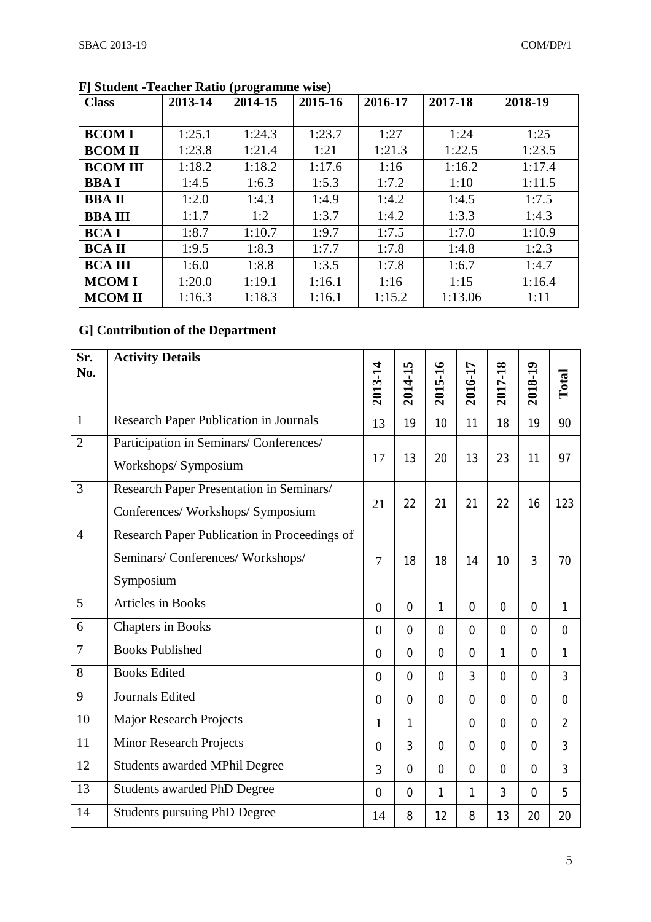**F] Student -Teacher Ratio (programme wise)**

| Class | 2013-14 | 2014-15 | 2015-16 | 2016-17 | 2017-18 | 2018-19 |
|---|---|---|---|---|---|---|
| **BCOM I** | 1:25.1 | 1:24.3 | 1:23.7 | 1:27 | 1:24 | 1:25 |
| **BCOM II** | 1:23.8 | 1:21.4 | 1:21 | 1:21.3 | 1:22.5 | 1:23.5 |
| **BCOM III** | 1:18.2 | 1:18.2 | 1:17.6 | 1:16 | 1:16.2 | 1:17.4 |
| **BBA I** | 1:4.5 | 1:6.3 | 1:5.3 | 1:7.2 | 1:10 | 1:11.5 |
| **BBA II** | 1:2.0 | 1:4.3 | 1:4.9 | 1:4.2 | 1:4.5 | 1:7.5 |
| **BBA III** | 1:1.7 | 1:2 | 1:3.7 | 1:4.2 | 1:3.3 | 1:4.3 |
| **BCA I** | 1:8.7 | 1:10.7 | 1:9.7 | 1:7.5 | 1:7.0 | 1:10.9 |
| **BCA II** | 1:9.5 | 1:8.3 | 1:7.7 | 1:7.8 | 1:4.8 | 1:2.3 |
| **BCA III** | 1:6.0 | 1:8.8 | 1:3.5 | 1:7.8 | 1:6.7 | 1:4.7 |
| **MCOM I** | 1:20.0 | 1:19.1 | 1:16.1 | 1:16 | 1:15 | 1:16.4 |
| **MCOM II** | 1:16.3 | 1:18.3 | 1:16.1 | 1:15.2 | 1:13.06 | 1:11 |

**G] Contribution of the Department**

| Sr. No. | Activity Details | 2013-14 | 2014-15 | 2015-16 | 2016-17 | 2017-18 | 2018-19 | Total |
|---|---|---|---|---|---|---|---|---|
| 1 | Research Paper Publication in Journals | 13 | 19 | 10 | 11 | 18 | 19 | 90 |
| 2 | Participation in Seminars/ Conferences/ Workshops/ Symposium | 17 | 13 | 20 | 13 | 23 | 11 | 97 |
| 3 | Research Paper Presentation in Seminars/ Conferences/ Workshops/ Symposium | 21 | 22 | 21 | 21 | 22 | 16 | 123 |
| 4 | Research Paper Publication in Proceedings of Seminars/ Conferences/ Workshops/ Symposium | 7 | 18 | 18 | 14 | 10 | 3 | 70 |
| 5 | Articles in Books | 0 | 0 | 1 | 0 | 0 | 0 | 1 |
| 6 | Chapters in Books | 0 | 0 | 0 | 0 | 0 | 0 | 0 |
| 7 | Books Published | 0 | 0 | 0 | 0 | 1 | 0 | 1 |
| 8 | Books Edited | 0 | 0 | 0 | 3 | 0 | 0 | 3 |
| 9 | Journals Edited | 0 | 0 | 0 | 0 | 0 | 0 | 0 |
| 10 | Major Research Projects | 1 | 1 | | 0 | 0 | 0 | 2 |
| 11 | Minor Research Projects | 0 | 3 | 0 | 0 | 0 | 0 | 3 |
| 12 | Students awarded MPhil Degree | 3 | 0 | 0 | 0 | 0 | 0 | 3 |
| 13 | Students awarded PhD Degree | 0 | 0 | 1 | 1 | 3 | 0 | 5 |
| 14 | Students pursuing PhD Degree | 14 | 8 | 12 | 8 | 13 | 20 | 20 |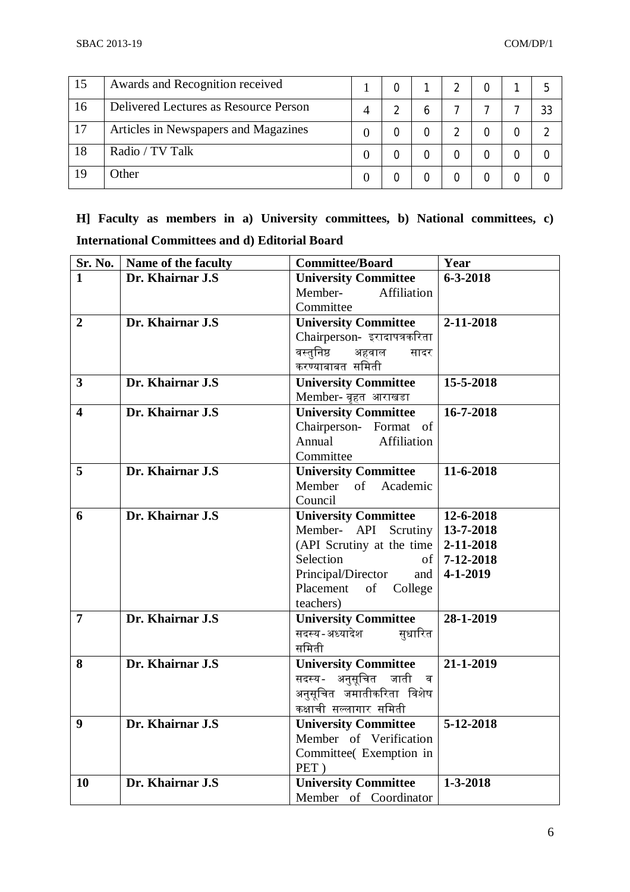| 15 | Awards and Recognition received | 1 | 0 | 1 | 2 | 0 | 1 | 5 |
|---|---|---|---|---|---|---|---|---|
| 16 | Delivered Lectures as Resource Person | 4 | 2 | 6 | 7 | 7 | 7 | 33 |
| 17 | Articles in Newspapers and Magazines | 0 | 0 | 0 | 2 | 0 | 0 | 2 |
| 18 | Radio / TV Talk | 0 | 0 | 0 | 0 | 0 | 0 | 0 |
| 19 | Other | 0 | 0 | 0 | 0 | 0 | 0 | 0 |

**H] Faculty as members in a) University committees, b) National committees, c) International Committees and d) Editorial Board**

| Sr. No. | Name of the faculty | Committee/Board | Year |
|---|---|---|---|
| **1** | **Dr. Khairnar J.S** | **University Committee** Member- Affiliation Committee | **6-3-2018** |
| **2** | **Dr. Khairnar J.S** | **University Committee** Chairperson- इरादापत्रकरिता वस्तुनिष्ठ अहवाल सादर करण्याबाबत समिती | **2-11-2018** |
| **3** | **Dr. Khairnar J.S** | **University Committee** Member- बृहत आराखडा | **15-5-2018** |
| **4** | **Dr. Khairnar J.S** | **University Committee** Chairperson- Format of Annual Affiliation Committee | **16-7-2018** |
| **5** | **Dr. Khairnar J.S** | **University Committee** Member of Academic Council | **11-6-2018** |
| **6** | **Dr. Khairnar J.S** | **University Committee** Member- API Scrutiny (API Scrutiny at the time Selection of Principal/Director and Placement of College teachers) | **12-6-2018 13-7-2018 2-11-2018 7-12-2018 4-1-2019** |
| **7** | **Dr. Khairnar J.S** | **University Committee** सदस्य-अध्यादेश सुधारित समिती | **28-1-2019** |
| **8** | **Dr. Khairnar J.S** | **University Committee** सदस्य- अनुसूचित जाती व अनुसूचित जमातीकरिता विशेष कक्षाची सल्लागार समिती | **21-1-2019** |
| **9** | **Dr. Khairnar J.S** | **University Committee** Member of Verification Committee( Exemption in PET ) | **5-12-2018** |
| **10** | **Dr. Khairnar J.S** | **University Committee** Member of Coordinator | **1-3-2018** |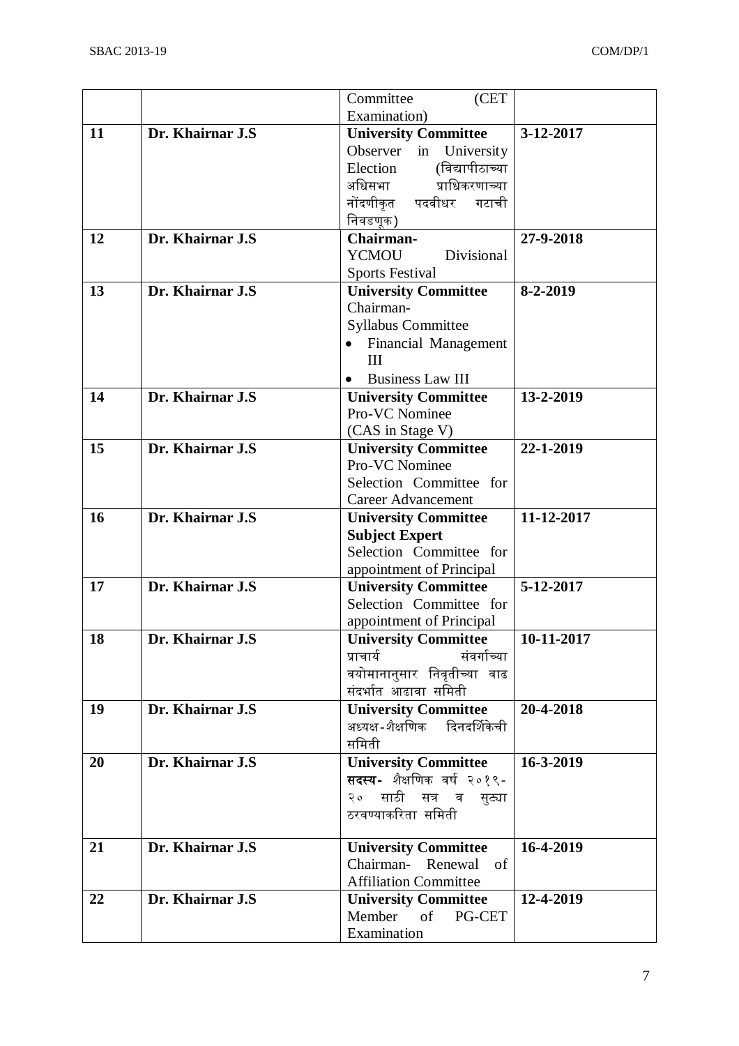| | | | |
|---|---|---|---|
| | | Committee (CET Examination) | |
| **11** | **Dr. Khairnar J.S** | **University Committee** Observer in University Election (विद्यापीठाच्या अधिसभा प्राधिकरणाच्या नोंदणीकृत पदवीधर गटाची निवडणूक) | **3-12-2017** |
| **12** | **Dr. Khairnar J.S** | **Chairman-** YCMOU Divisional Sports Festival | **27-9-2018** |
| **13** | **Dr. Khairnar J.S** | **University Committee** Chairman- Syllabus Committee<br>• Financial Management III<br>• Business Law III | **8-2-2019** |
| **14** | **Dr. Khairnar J.S** | **University Committee** Pro-VC Nominee (CAS in Stage V) | **13-2-2019** |
| **15** | **Dr. Khairnar J.S** | **University Committee** Pro-VC Nominee Selection Committee for Career Advancement | **22-1-2019** |
| **16** | **Dr. Khairnar J.S** | **University Committee** **Subject Expert** Selection Committee for appointment of Principal | **11-12-2017** |
| **17** | **Dr. Khairnar J.S** | **University Committee** Selection Committee for appointment of Principal | **5-12-2017** |
| **18** | **Dr. Khairnar J.S** | **University Committee** प्राचार्य संवर्गाच्या वयोमानानुसार निवृतीच्या वाढ संदर्भात आढावा समिती | **10-11-2017** |
| **19** | **Dr. Khairnar J.S** | **University Committee** अध्यक्ष-शैक्षणिक दिनदर्शिकेची समिती | **20-4-2018** |
| **20** | **Dr. Khairnar J.S** | **University Committee** **सदस्य-** शैक्षणिक वर्ष २०१९-२० साठी सत्र व सुट्या ठरवण्याकरिता समिती | **16-3-2019** |
| **21** | **Dr. Khairnar J.S** | **University Committee** Chairman- Renewal of Affiliation Committee | **16-4-2019** |
| **22** | **Dr. Khairnar J.S** | **University Committee** Member of PG-CET Examination | **12-4-2019** |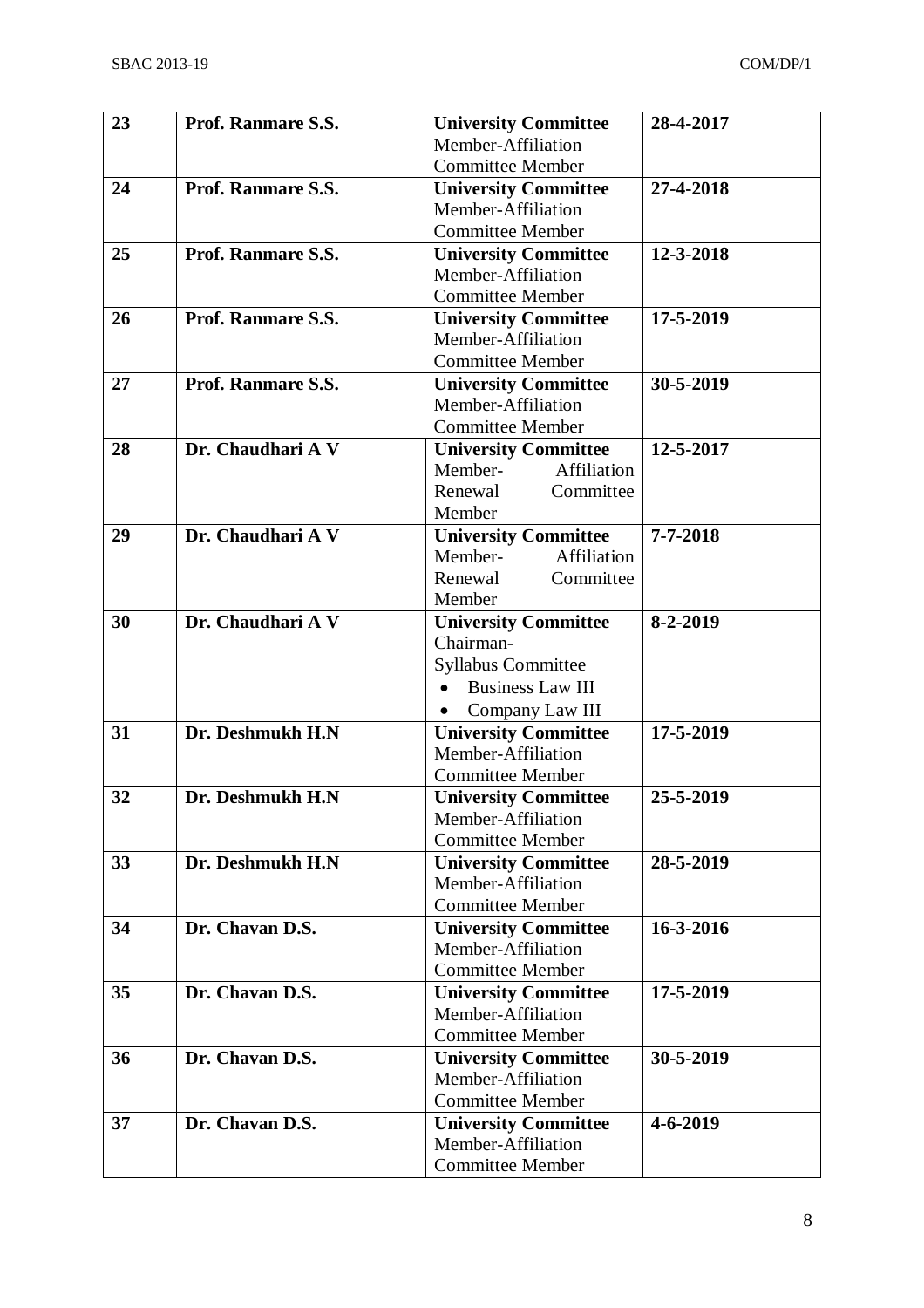| 23 | **Prof. Ranmare S.S.** | **University Committee** Member-Affiliation Committee Member | **28-4-2017** |
|---|---|---|---|
| 24 | **Prof. Ranmare S.S.** | **University Committee** Member-Affiliation Committee Member | **27-4-2018** |
| 25 | **Prof. Ranmare S.S.** | **University Committee** Member-Affiliation Committee Member | **12-3-2018** |
| 26 | **Prof. Ranmare S.S.** | **University Committee** Member-Affiliation Committee Member | **17-5-2019** |
| 27 | **Prof. Ranmare S.S.** | **University Committee** Member-Affiliation Committee Member | **30-5-2019** |
| 28 | **Dr. Chaudhari A V** | **University Committee** Member- Affiliation Renewal Committee Member | **12-5-2017** |
| 29 | **Dr. Chaudhari A V** | **University Committee** Member- Affiliation Renewal Committee Member | **7-7-2018** |
| 30 | **Dr. Chaudhari A V** | **University Committee** Chairman- Syllabus Committee • Business Law III • Company Law III | **8-2-2019** |
| 31 | **Dr. Deshmukh H.N** | **University Committee** Member-Affiliation Committee Member | **17-5-2019** |
| 32 | **Dr. Deshmukh H.N** | **University Committee** Member-Affiliation Committee Member | **25-5-2019** |
| 33 | **Dr. Deshmukh H.N** | **University Committee** Member-Affiliation Committee Member | **28-5-2019** |
| 34 | **Dr. Chavan D.S.** | **University Committee** Member-Affiliation Committee Member | **16-3-2016** |
| 35 | **Dr. Chavan D.S.** | **University Committee** Member-Affiliation Committee Member | **17-5-2019** |
| 36 | **Dr. Chavan D.S.** | **University Committee** Member-Affiliation Committee Member | **30-5-2019** |
| 37 | **Dr. Chavan D.S.** | **University Committee** Member-Affiliation Committee Member | **4-6-2019** |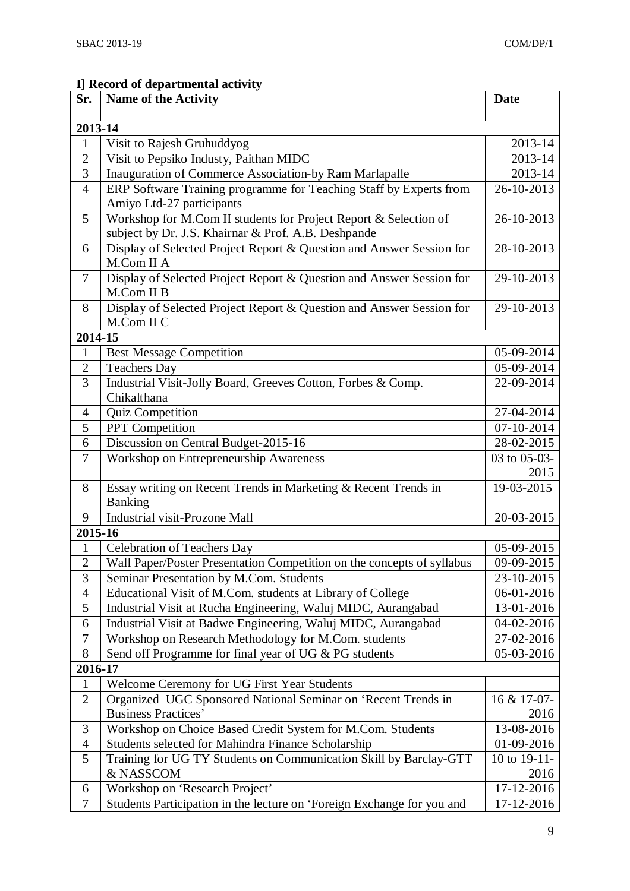### I] Record of departmental activity

| Sr. | Name of the Activity | Date |
|---|---|---|
| **2013-14** | | |
| 1 | Visit to Rajesh Gruhuddyog | 2013-14 |
| 2 | Visit to Pepsiko Industy, Paithan MIDC | 2013-14 |
| 3 | Inauguration of Commerce Association-by Ram Marlapalle | 2013-14 |
| 4 | ERP Software Training programme for Teaching Staff by Experts from Amiyo Ltd-27 participants | 26-10-2013 |
| 5 | Workshop for M.Com II students for Project Report & Selection of subject by Dr. J.S. Khairnar & Prof. A.B. Deshpande | 26-10-2013 |
| 6 | Display of Selected Project Report & Question and Answer Session for M.Com II A | 28-10-2013 |
| 7 | Display of Selected Project Report & Question and Answer Session for M.Com II B | 29-10-2013 |
| 8 | Display of Selected Project Report & Question and Answer Session for M.Com II C | 29-10-2013 |
| **2014-15** | | |
| 1 | Best Message Competition | 05-09-2014 |
| 2 | Teachers Day | 05-09-2014 |
| 3 | Industrial Visit-Jolly Board, Greeves Cotton, Forbes & Comp. Chikalthana | 22-09-2014 |
| 4 | Quiz Competition | 27-04-2014 |
| 5 | PPT Competition | 07-10-2014 |
| 6 | Discussion on Central Budget-2015-16 | 28-02-2015 |
| 7 | Workshop on Entrepreneurship Awareness | 03 to 05-03-2015 |
| 8 | Essay writing on Recent Trends in Marketing & Recent Trends in Banking | 19-03-2015 |
| 9 | Industrial visit-Prozone Mall | 20-03-2015 |
| **2015-16** | | |
| 1 | Celebration of Teachers Day | 05-09-2015 |
| 2 | Wall Paper/Poster Presentation Competition on the concepts of syllabus | 09-09-2015 |
| 3 | Seminar Presentation by M.Com. Students | 23-10-2015 |
| 4 | Educational Visit of M.Com. students at Library of College | 06-01-2016 |
| 5 | Industrial Visit at Rucha Engineering, Waluj MIDC, Aurangabad | 13-01-2016 |
| 6 | Industrial Visit at Badwe Engineering, Waluj MIDC, Aurangabad | 04-02-2016 |
| 7 | Workshop on Research Methodology for M.Com. students | 27-02-2016 |
| 8 | Send off Programme for final year of UG & PG students | 05-03-2016 |
| **2016-17** | | |
| 1 | Welcome Ceremony for UG First Year Students | |
| 2 | Organized UGC Sponsored National Seminar on 'Recent Trends in Business Practices' | 16 & 17-07-2016 |
| 3 | Workshop on Choice Based Credit System for M.Com. Students | 13-08-2016 |
| 4 | Students selected for Mahindra Finance Scholarship | 01-09-2016 |
| 5 | Training for UG TY Students on Communication Skill by Barclay-GTT & NASSCOM | 10 to 19-11-2016 |
| 6 | Workshop on 'Research Project' | 17-12-2016 |
| 7 | Students Participation in the lecture on 'Foreign Exchange for you and | 17-12-2016 |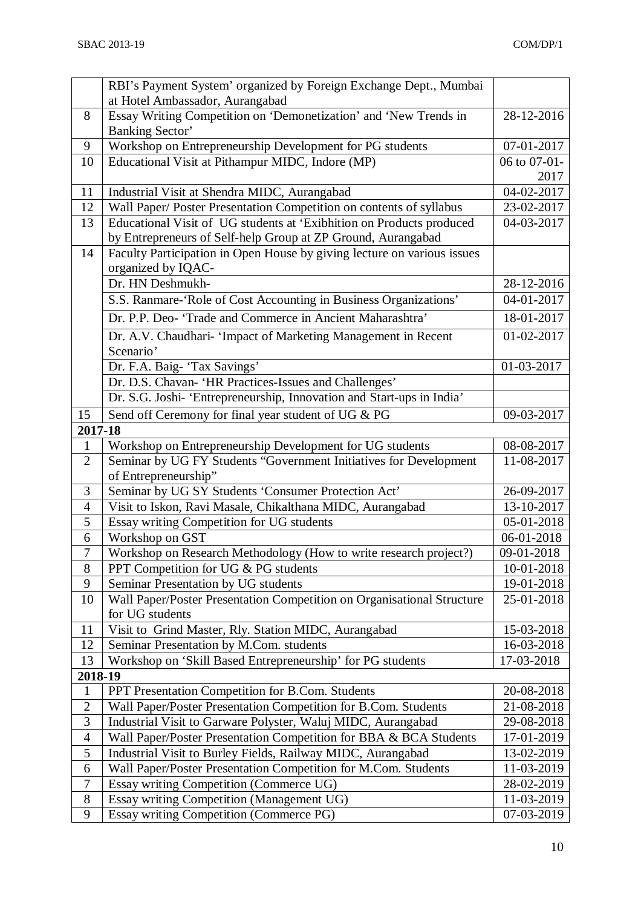|  |  |  |
|---|---|---|
|  | RBI's Payment System' organized by Foreign Exchange Dept., Mumbai at Hotel Ambassador, Aurangabad |  |
| 8 | Essay Writing Competition on 'Demonetization' and 'New Trends in Banking Sector' | 28-12-2016 |
| 9 | Workshop on Entrepreneurship Development for PG students | 07-01-2017 |
| 10 | Educational Visit at Pithampur MIDC, Indore (MP) | 06 to 07-01-2017 |
| 11 | Industrial Visit at Shendra MIDC, Aurangabad | 04-02-2017 |
| 12 | Wall Paper/ Poster Presentation Competition on contents of syllabus | 23-02-2017 |
| 13 | Educational Visit of UG students at 'Exibhition on Products produced by Entrepreneurs of Self-help Group at ZP Ground, Aurangabad | 04-03-2017 |
| 14 | Faculty Participation in Open House by giving lecture on various issues organized by IQAC- |  |
|  | Dr. HN Deshmukh- | 28-12-2016 |
|  | S.S. Ranmare-'Role of Cost Accounting in Business Organizations' | 04-01-2017 |
|  | Dr. P.P. Deo- 'Trade and Commerce in Ancient Maharashtra' | 18-01-2017 |
|  | Dr. A.V. Chaudhari- 'Impact of Marketing Management in Recent Scenario' | 01-02-2017 |
|  | Dr. F.A. Baig- 'Tax Savings' | 01-03-2017 |
|  | Dr. D.S. Chavan- 'HR Practices-Issues and Challenges' |  |
|  | Dr. S.G. Joshi- 'Entrepreneurship, Innovation and Start-ups in India' |  |
| 15 | Send off Ceremony for final year student of UG & PG | 09-03-2017 |
| **2017-18** |  |  |
| 1 | Workshop on Entrepreneurship Development for UG students | 08-08-2017 |
| 2 | Seminar by UG FY Students "Government Initiatives for Development of Entrepreneurship" | 11-08-2017 |
| 3 | Seminar by UG SY Students 'Consumer Protection Act' | 26-09-2017 |
| 4 | Visit to Iskon, Ravi Masale, Chikalthana MIDC, Aurangabad | 13-10-2017 |
| 5 | Essay writing Competition for UG students | 05-01-2018 |
| 6 | Workshop on GST | 06-01-2018 |
| 7 | Workshop on Research Methodology (How to write research project?) | 09-01-2018 |
| 8 | PPT Competition for UG & PG students | 10-01-2018 |
| 9 | Seminar Presentation by UG students | 19-01-2018 |
| 10 | Wall Paper/Poster Presentation Competition on Organisational Structure for UG students | 25-01-2018 |
| 11 | Visit to Grind Master, Rly. Station MIDC, Aurangabad | 15-03-2018 |
| 12 | Seminar Presentation by M.Com. students | 16-03-2018 |
| 13 | Workshop on 'Skill Based Entrepreneurship' for PG students | 17-03-2018 |
| **2018-19** |  |  |
| 1 | PPT Presentation Competition for B.Com. Students | 20-08-2018 |
| 2 | Wall Paper/Poster Presentation Competition for B.Com. Students | 21-08-2018 |
| 3 | Industrial Visit to Garware Polyster, Waluj MIDC, Aurangabad | 29-08-2018 |
| 4 | Wall Paper/Poster Presentation Competition for BBA & BCA Students | 17-01-2019 |
| 5 | Industrial Visit to Burley Fields, Railway MIDC, Aurangabad | 13-02-2019 |
| 6 | Wall Paper/Poster Presentation Competition for M.Com. Students | 11-03-2019 |
| 7 | Essay writing Competition (Commerce UG) | 28-02-2019 |
| 8 | Essay writing Competition (Management UG) | 11-03-2019 |
| 9 | Essay writing Competition (Commerce PG) | 07-03-2019 |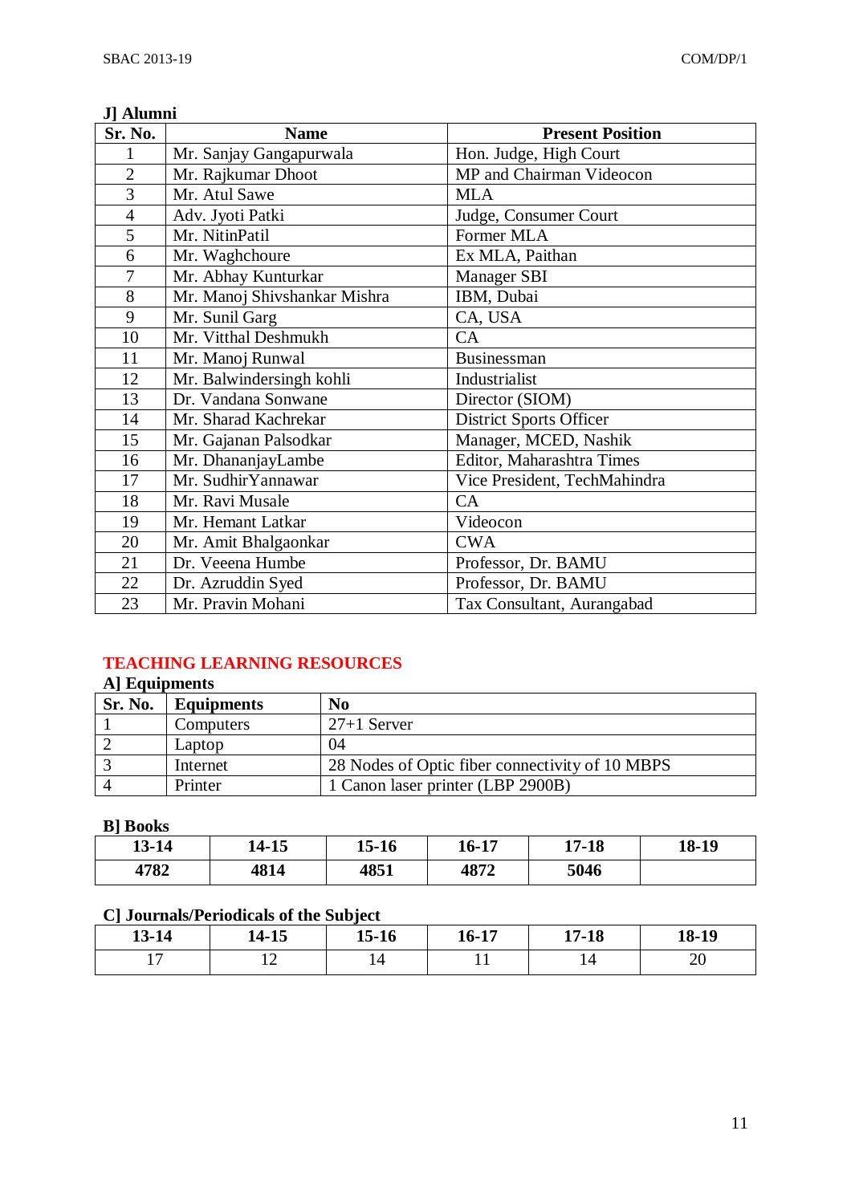### J] Alumni

| Sr. No. | Name | Present Position |
|---|---|---|
| 1 | Mr. Sanjay Gangapurwala | Hon. Judge, High Court |
| 2 | Mr. Rajkumar Dhoot | MP and Chairman Videocon |
| 3 | Mr. Atul Sawe | MLA |
| 4 | Adv. Jyoti Patki | Judge, Consumer Court |
| 5 | Mr. NitinPatil | Former MLA |
| 6 | Mr. Waghchoure | Ex MLA, Paithan |
| 7 | Mr. Abhay Kunturkar | Manager SBI |
| 8 | Mr. Manoj Shivshankar Mishra | IBM, Dubai |
| 9 | Mr. Sunil Garg | CA, USA |
| 10 | Mr. Vitthal Deshmukh | CA |
| 11 | Mr. Manoj Runwal | Businessman |
| 12 | Mr. Balwindersingh kohli | Industrialist |
| 13 | Dr. Vandana Sonwane | Director (SIOM) |
| 14 | Mr. Sharad Kachrekar | District Sports Officer |
| 15 | Mr. Gajanan Palsodkar | Manager, MCED, Nashik |
| 16 | Mr. DhananjayLambe | Editor, Maharashtra Times |
| 17 | Mr. SudhirYannawar | Vice President, TechMahindra |
| 18 | Mr. Ravi Musale | CA |
| 19 | Mr. Hemant Latkar | Videocon |
| 20 | Mr. Amit Bhalgaonkar | CWA |
| 21 | Dr. Veeena Humbe | Professor, Dr. BAMU |
| 22 | Dr. Azruddin Syed | Professor, Dr. BAMU |
| 23 | Mr. Pravin Mohani | Tax Consultant, Aurangabad |

## TEACHING LEARNING RESOURCES

### A] Equipments

| Sr. No. | Equipments | No |
|---|---|---|
| 1 | Computers | 27+1 Server |
| 2 | Laptop | 04 |
| 3 | Internet | 28 Nodes of Optic fiber connectivity of 10 MBPS |
| 4 | Printer | 1 Canon laser printer (LBP 2900B) |

### B] Books

| 13-14 | 14-15 | 15-16 | 16-17 | 17-18 | 18-19 |
|---|---|---|---|---|---|
| **4782** | **4814** | **4851** | **4872** | **5046** | |

### C] Journals/Periodicals of the Subject

| 13-14 | 14-15 | 15-16 | 16-17 | 17-18 | 18-19 |
|---|---|---|---|---|---|
| 17 | 12 | 14 | 11 | 14 | 20 |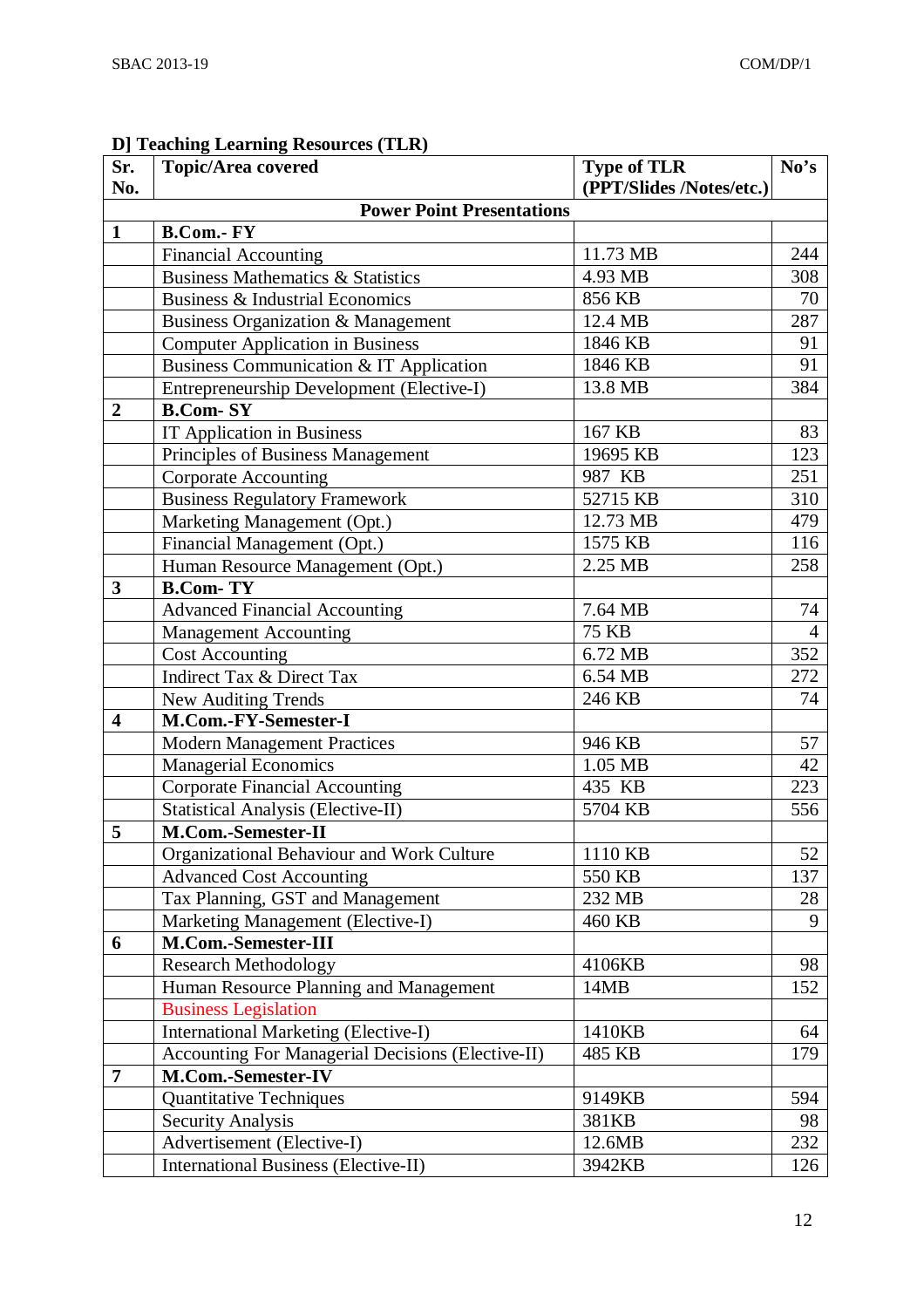**D] Teaching Learning Resources (TLR)**

| Sr. No. | Topic/Area covered | Type of TLR (PPT/Slides /Notes/etc.) | No's |
|---|---|---|---|
| | **Power Point Presentations** | | |
| **1** | **B.Com.- FY** | | |
| | Financial Accounting | 11.73 MB | 244 |
| | Business Mathematics & Statistics | 4.93 MB | 308 |
| | Business & Industrial Economics | 856 KB | 70 |
| | Business Organization & Management | 12.4 MB | 287 |
| | Computer Application in Business | 1846 KB | 91 |
| | Business Communication & IT Application | 1846 KB | 91 |
| | Entrepreneurship Development (Elective-I) | 13.8 MB | 384 |
| **2** | **B.Com- SY** | | |
| | IT Application in Business | 167 KB | 83 |
| | Principles of Business Management | 19695 KB | 123 |
| | Corporate Accounting | 987 KB | 251 |
| | Business Regulatory Framework | 52715 KB | 310 |
| | Marketing Management (Opt.) | 12.73 MB | 479 |
| | Financial Management (Opt.) | 1575 KB | 116 |
| | Human Resource Management (Opt.) | 2.25 MB | 258 |
| **3** | **B.Com- TY** | | |
| | Advanced Financial Accounting | 7.64 MB | 74 |
| | Management Accounting | 75 KB | 4 |
| | Cost Accounting | 6.72 MB | 352 |
| | Indirect Tax & Direct Tax | 6.54 MB | 272 |
| | New Auditing Trends | 246 KB | 74 |
| **4** | **M.Com.-FY-Semester-I** | | |
| | Modern Management Practices | 946 KB | 57 |
| | Managerial Economics | 1.05 MB | 42 |
| | Corporate Financial Accounting | 435 KB | 223 |
| | Statistical Analysis (Elective-II) | 5704 KB | 556 |
| **5** | **M.Com.-Semester-II** | | |
| | Organizational Behaviour and Work Culture | 1110 KB | 52 |
| | Advanced Cost Accounting | 550 KB | 137 |
| | Tax Planning, GST and Management | 232 MB | 28 |
| | Marketing Management (Elective-I) | 460 KB | 9 |
| **6** | **M.Com.-Semester-III** | | |
| | Research Methodology | 4106KB | 98 |
| | Human Resource Planning and Management | 14MB | 152 |
| | Business Legislation | | |
| | International Marketing (Elective-I) | 1410KB | 64 |
| | Accounting For Managerial Decisions (Elective-II) | 485 KB | 179 |
| **7** | **M.Com.-Semester-IV** | | |
| | Quantitative Techniques | 9149KB | 594 |
| | Security Analysis | 381KB | 98 |
| | Advertisement (Elective-I) | 12.6MB | 232 |
| | International Business (Elective-II) | 3942KB | 126 |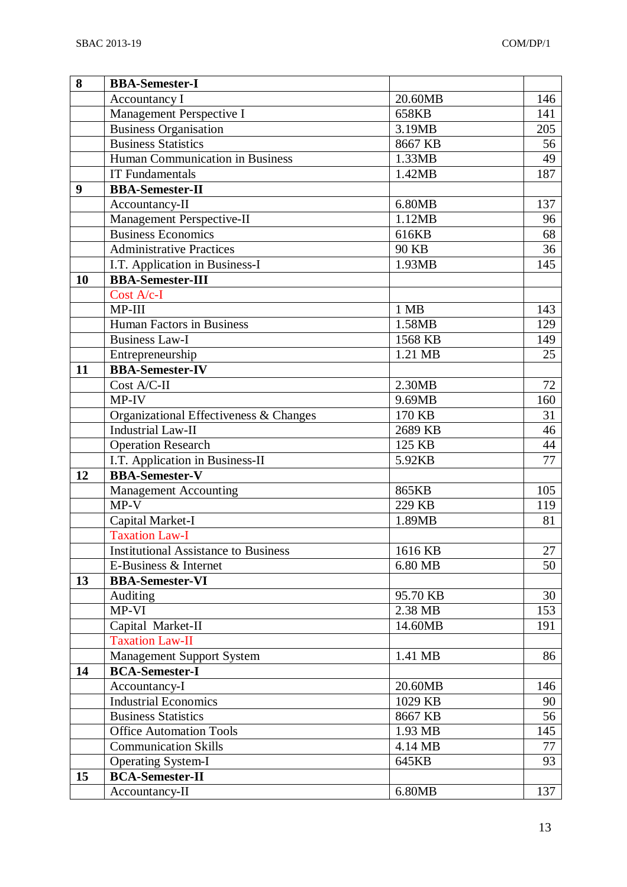| 8 | **BBA-Semester-I** | | |
|---|---|---|---|
| | Accountancy I | 20.60MB | 146 |
| | Management Perspective I | 658KB | 141 |
| | Business Organisation | 3.19MB | 205 |
| | Business Statistics | 8667 KB | 56 |
| | Human Communication in Business | 1.33MB | 49 |
| | IT Fundamentals | 1.42MB | 187 |
| 9 | **BBA-Semester-II** | | |
| | Accountancy-II | 6.80MB | 137 |
| | Management Perspective-II | 1.12MB | 96 |
| | Business Economics | 616KB | 68 |
| | Administrative Practices | 90 KB | 36 |
| | I.T. Application in Business-I | 1.93MB | 145 |
| 10 | **BBA-Semester-III** | | |
| | Cost A/c-I | | |
| | MP-III | 1 MB | 143 |
| | Human Factors in Business | 1.58MB | 129 |
| | Business Law-I | 1568 KB | 149 |
| | Entrepreneurship | 1.21 MB | 25 |
| 11 | **BBA-Semester-IV** | | |
| | Cost A/C-II | 2.30MB | 72 |
| | MP-IV | 9.69MB | 160 |
| | Organizational Effectiveness & Changes | 170 KB | 31 |
| | Industrial Law-II | 2689 KB | 46 |
| | Operation Research | 125 KB | 44 |
| | I.T. Application in Business-II | 5.92KB | 77 |
| 12 | **BBA-Semester-V** | | |
| | Management Accounting | 865KB | 105 |
| | MP-V | 229 KB | 119 |
| | Capital Market-I | 1.89MB | 81 |
| | Taxation Law-I | | |
| | Institutional Assistance to Business | 1616 KB | 27 |
| | E-Business & Internet | 6.80 MB | 50 |
| 13 | **BBA-Semester-VI** | | |
| | Auditing | 95.70 KB | 30 |
| | MP-VI | 2.38 MB | 153 |
| | Capital Market-II | 14.60MB | 191 |
| | Taxation Law-II | | |
| | Management Support System | 1.41 MB | 86 |
| 14 | **BCA-Semester-I** | | |
| | Accountancy-I | 20.60MB | 146 |
| | Industrial Economics | 1029 KB | 90 |
| | Business Statistics | 8667 KB | 56 |
| | Office Automation Tools | 1.93 MB | 145 |
| | Communication Skills | 4.14 MB | 77 |
| | Operating System-I | 645KB | 93 |
| 15 | **BCA-Semester-II** | | |
| | Accountancy-II | 6.80MB | 137 |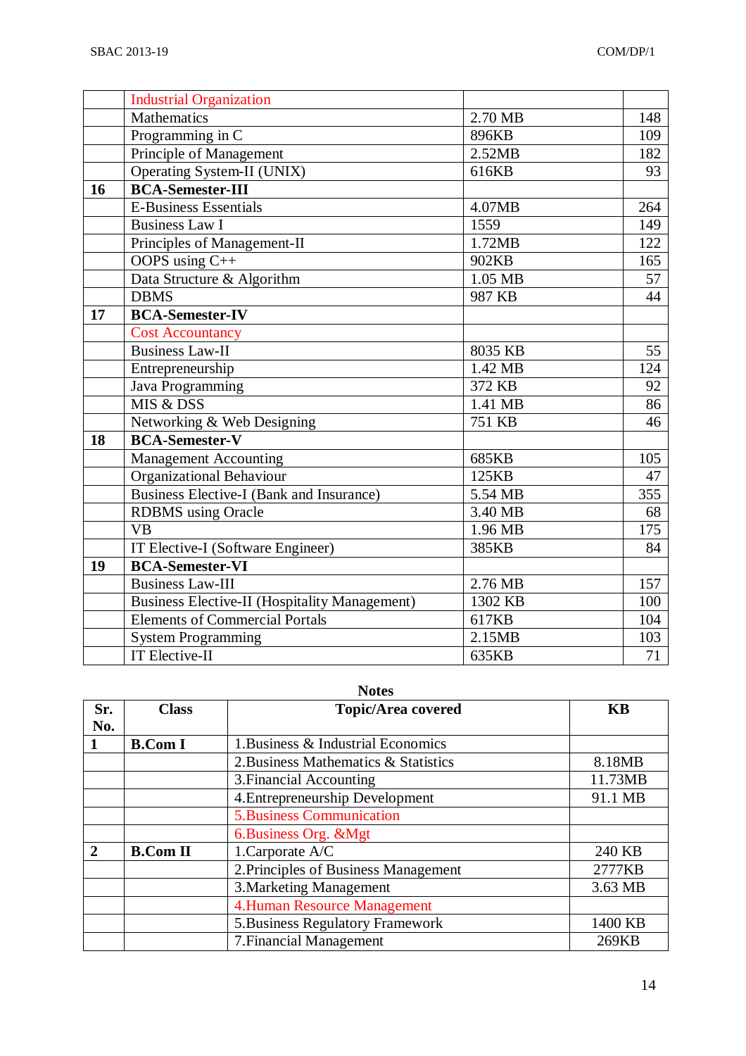| | | | |
|---|---|---|---|
| | Industrial Organization | | |
| | Mathematics | 2.70 MB | 148 |
| | Programming in C | 896KB | 109 |
| | Principle of Management | 2.52MB | 182 |
| | Operating System-II (UNIX) | 616KB | 93 |
| **16** | **BCA-Semester-III** | | |
| | E-Business Essentials | 4.07MB | 264 |
| | Business Law I | 1559 | 149 |
| | Principles of Management-II | 1.72MB | 122 |
| | OOPS using C++ | 902KB | 165 |
| | Data Structure & Algorithm | 1.05 MB | 57 |
| | DBMS | 987 KB | 44 |
| **17** | **BCA-Semester-IV** | | |
| | Cost Accountancy | | |
| | Business Law-II | 8035 KB | 55 |
| | Entrepreneurship | 1.42 MB | 124 |
| | Java Programming | 372 KB | 92 |
| | MIS & DSS | 1.41 MB | 86 |
| | Networking & Web Designing | 751 KB | 46 |
| **18** | **BCA-Semester-V** | | |
| | Management Accounting | 685KB | 105 |
| | Organizational Behaviour | 125KB | 47 |
| | Business Elective-I (Bank and Insurance) | 5.54 MB | 355 |
| | RDBMS using Oracle | 3.40 MB | 68 |
| | VB | 1.96 MB | 175 |
| | IT Elective-I (Software Engineer) | 385KB | 84 |
| **19** | **BCA-Semester-VI** | | |
| | Business Law-III | 2.76 MB | 157 |
| | Business Elective-II (Hospitality Management) | 1302 KB | 100 |
| | Elements of Commercial Portals | 617KB | 104 |
| | System Programming | 2.15MB | 103 |
| | IT Elective-II | 635KB | 71 |

**Notes**

| Sr. No. | Class | Topic/Area covered | KB |
|---|---|---|---|
| **1** | **B.Com I** | 1.Business & Industrial Economics | |
| | | 2.Business Mathematics & Statistics | 8.18MB |
| | | 3.Financial Accounting | 11.73MB |
| | | 4.Entrepreneurship Development | 91.1 MB |
| | | 5.Business Communication | |
| | | 6.Business Org. &Mgt | |
| **2** | **B.Com II** | 1.Carporate A/C | 240 KB |
| | | 2.Principles of Business Management | 2777KB |
| | | 3.Marketing Management | 3.63 MB |
| | | 4.Human Resource Management | |
| | | 5.Business Regulatory Framework | 1400 KB |
| | | 7.Financial Management | 269KB |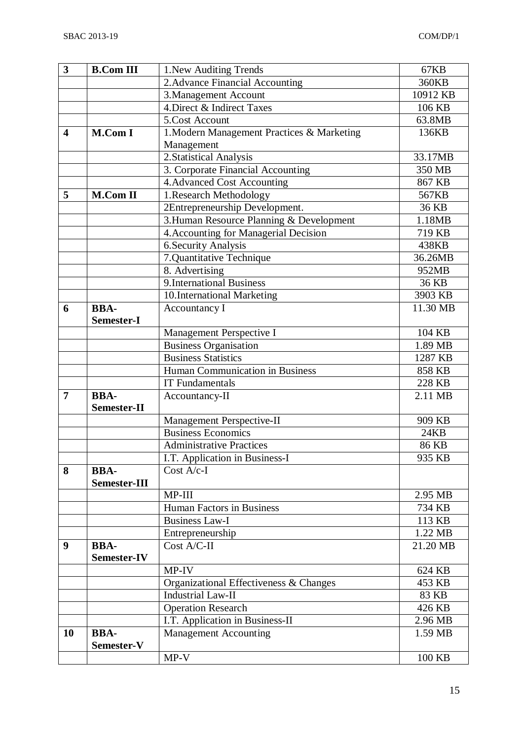| | | | |
|---|---|---|---|
| **3** | **B.Com III** | 1.New Auditing Trends | 67KB |
| | | 2.Advance Financial Accounting | 360KB |
| | | 3.Management Account | 10912 KB |
| | | 4.Direct & Indirect Taxes | 106 KB |
| | | 5.Cost Account | 63.8MB |
| **4** | **M.Com I** | 1.Modern Management Practices & Marketing Management | 136KB |
| | | 2.Statistical Analysis | 33.17MB |
| | | 3. Corporate Financial Accounting | 350 MB |
| | | 4.Advanced Cost Accounting | 867 KB |
| **5** | **M.Com II** | 1.Research Methodology | 567KB |
| | | 2Entrepreneurship Development. | 36 KB |
| | | 3.Human Resource Planning & Development | 1.18MB |
| | | 4.Accounting for Managerial Decision | 719 KB |
| | | 6.Security Analysis | 438KB |
| | | 7.Quantitative Technique | 36.26MB |
| | | 8. Advertising | 952MB |
| | | 9.International Business | 36 KB |
| | | 10.International Marketing | 3903 KB |
| **6** | **BBA-Semester-I** | Accountancy I | 11.30 MB |
| | | Management Perspective I | 104 KB |
| | | Business Organisation | 1.89 MB |
| | | Business Statistics | 1287 KB |
| | | Human Communication in Business | 858 KB |
| | | IT Fundamentals | 228 KB |
| **7** | **BBA-Semester-II** | Accountancy-II | 2.11 MB |
| | | Management Perspective-II | 909 KB |
| | | Business Economics | 24KB |
| | | Administrative Practices | 86 KB |
| | | I.T. Application in Business-I | 935 KB |
| **8** | **BBA-Semester-III** | Cost A/c-I | |
| | | MP-III | 2.95 MB |
| | | Human Factors in Business | 734 KB |
| | | Business Law-I | 113 KB |
| | | Entrepreneurship | 1.22 MB |
| **9** | **BBA-Semester-IV** | Cost A/C-II | 21.20 MB |
| | | MP-IV | 624 KB |
| | | Organizational Effectiveness & Changes | 453 KB |
| | | Industrial Law-II | 83 KB |
| | | Operation Research | 426 KB |
| | | I.T. Application in Business-II | 2.96 MB |
| **10** | **BBA-Semester-V** | Management Accounting | 1.59 MB |
| | | MP-V | 100 KB |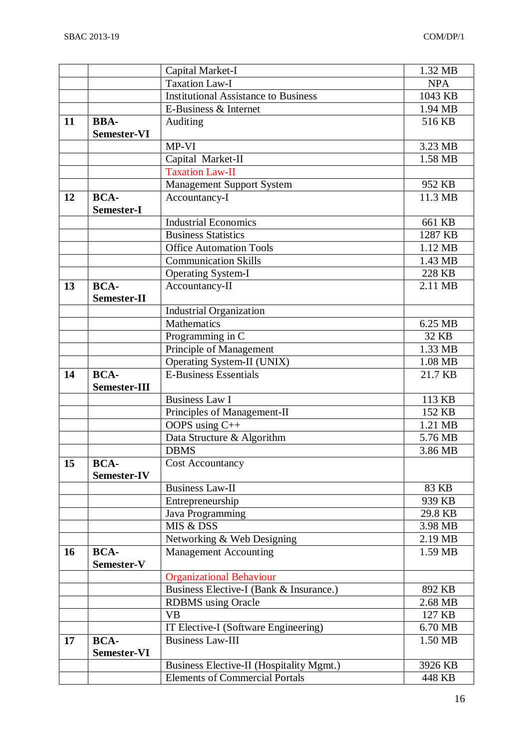| | | | |
|---|---|---|---|
| | | Capital Market-I | 1.32 MB |
| | | Taxation Law-I | NPA |
| | | Institutional Assistance to Business | 1043 KB |
| | | E-Business & Internet | 1.94 MB |
| **11** | **BBA-Semester-VI** | Auditing | 516 KB |
| | | MP-VI | 3.23 MB |
| | | Capital Market-II | 1.58 MB |
| | | Taxation Law-II | |
| | | Management Support System | 952 KB |
| **12** | **BCA-Semester-I** | Accountancy-I | 11.3 MB |
| | | Industrial Economics | 661 KB |
| | | Business Statistics | 1287 KB |
| | | Office Automation Tools | 1.12 MB |
| | | Communication Skills | 1.43 MB |
| | | Operating System-I | 228 KB |
| **13** | **BCA-Semester-II** | Accountancy-II | 2.11 MB |
| | | Industrial Organization | |
| | | Mathematics | 6.25 MB |
| | | Programming in C | 32 KB |
| | | Principle of Management | 1.33 MB |
| | | Operating System-II (UNIX) | 1.08 MB |
| **14** | **BCA-Semester-III** | E-Business Essentials | 21.7 KB |
| | | Business Law I | 113 KB |
| | | Principles of Management-II | 152 KB |
| | | OOPS using C++ | 1.21 MB |
| | | Data Structure & Algorithm | 5.76 MB |
| | | DBMS | 3.86 MB |
| **15** | **BCA-Semester-IV** | Cost Accountancy | |
| | | Business Law-II | 83 KB |
| | | Entrepreneurship | 939 KB |
| | | Java Programming | 29.8 KB |
| | | MIS & DSS | 3.98 MB |
| | | Networking & Web Designing | 2.19 MB |
| **16** | **BCA-Semester-V** | Management Accounting | 1.59 MB |
| | | Organizational Behaviour | |
| | | Business Elective-I (Bank & Insurance.) | 892 KB |
| | | RDBMS using Oracle | 2.68 MB |
| | | VB | 127 KB |
| | | IT Elective-I (Software Engineering) | 6.70 MB |
| **17** | **BCA-Semester-VI** | Business Law-III | 1.50 MB |
| | | Business Elective-II (Hospitality Mgmt.) | 3926 KB |
| | | Elements of Commercial Portals | 448 KB |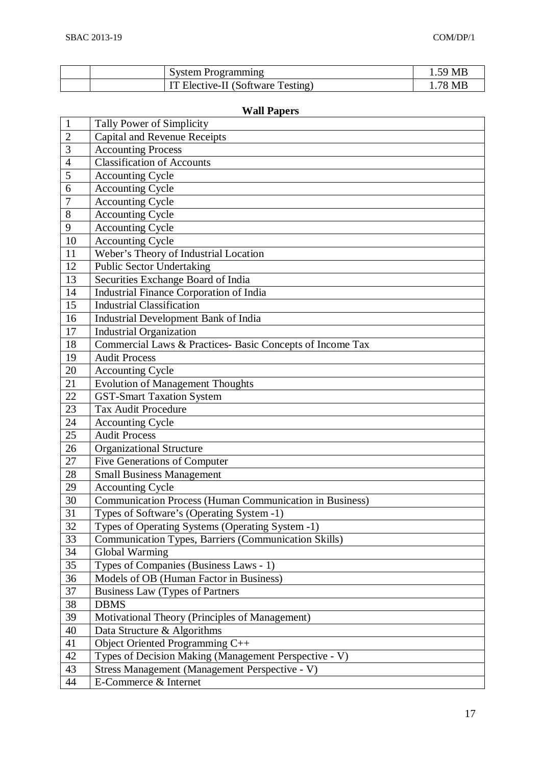| | | System Programming | 1.59 MB |
|---|---|---|---|
| | | IT Elective-II (Software Testing) | 1.78 MB |

**Wall Papers**

| | |
|---|---|
| 1 | Tally Power of Simplicity |
| 2 | Capital and Revenue Receipts |
| 3 | Accounting Process |
| 4 | Classification of Accounts |
| 5 | Accounting Cycle |
| 6 | Accounting Cycle |
| 7 | Accounting Cycle |
| 8 | Accounting Cycle |
| 9 | Accounting Cycle |
| 10 | Accounting Cycle |
| 11 | Weber's Theory of Industrial Location |
| 12 | Public Sector Undertaking |
| 13 | Securities Exchange Board of India |
| 14 | Industrial Finance Corporation of India |
| 15 | Industrial Classification |
| 16 | Industrial Development Bank of India |
| 17 | Industrial Organization |
| 18 | Commercial Laws & Practices- Basic Concepts of Income Tax |
| 19 | Audit Process |
| 20 | Accounting Cycle |
| 21 | Evolution of Management Thoughts |
| 22 | GST-Smart Taxation System |
| 23 | Tax Audit Procedure |
| 24 | Accounting Cycle |
| 25 | Audit Process |
| 26 | Organizational Structure |
| 27 | Five Generations of Computer |
| 28 | Small Business Management |
| 29 | Accounting Cycle |
| 30 | Communication Process (Human Communication in Business) |
| 31 | Types of Software's (Operating System -1) |
| 32 | Types of Operating Systems (Operating System -1) |
| 33 | Communication Types, Barriers (Communication Skills) |
| 34 | Global Warming |
| 35 | Types of Companies (Business Laws - 1) |
| 36 | Models of OB (Human Factor in Business) |
| 37 | Business Law (Types of Partners |
| 38 | DBMS |
| 39 | Motivational Theory (Principles of Management) |
| 40 | Data Structure & Algorithms |
| 41 | Object Oriented Programming C++ |
| 42 | Types of Decision Making (Management Perspective - V) |
| 43 | Stress Management (Management Perspective - V) |
| 44 | E-Commerce & Internet |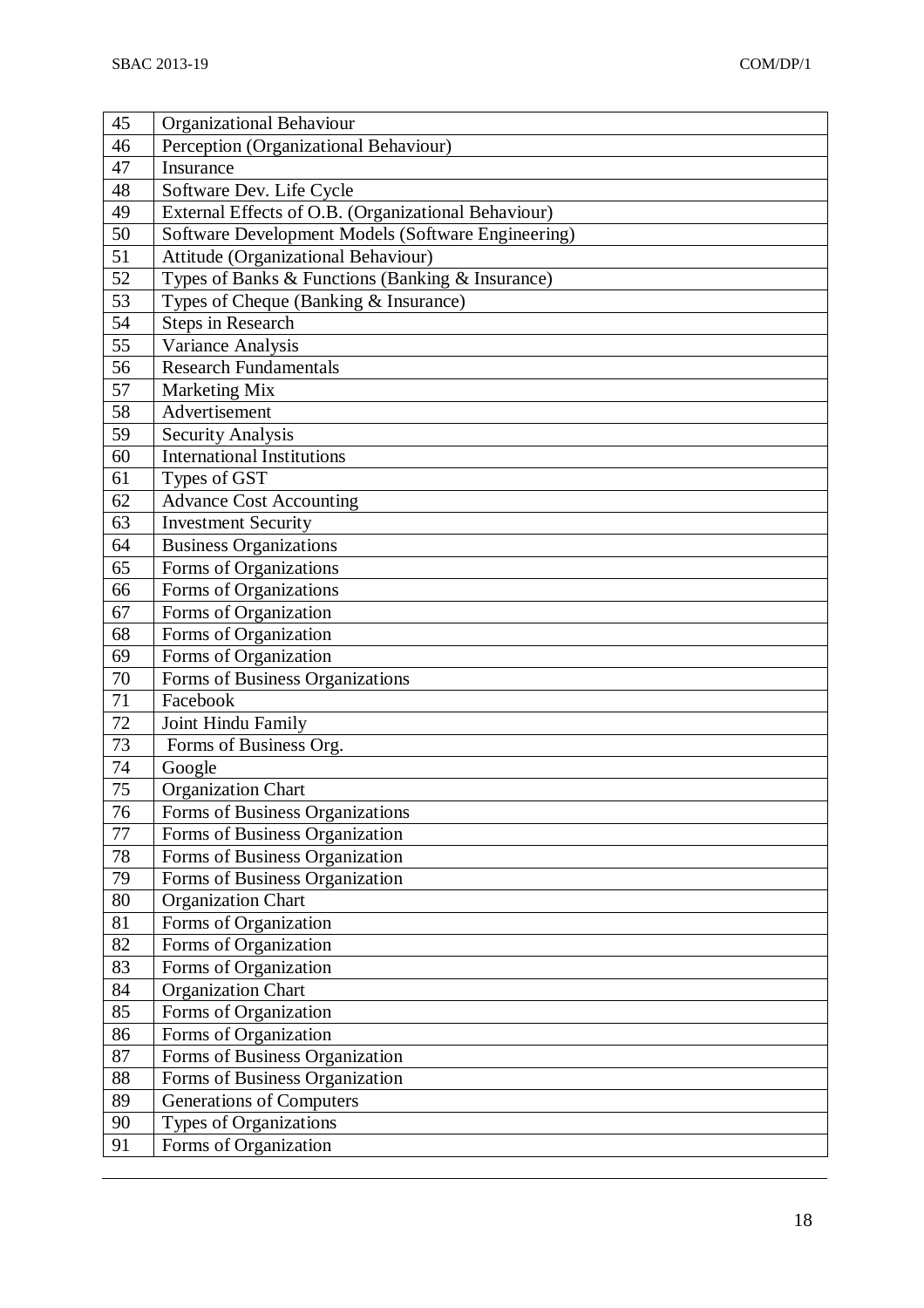| | |
|---|---|
| 45 | Organizational Behaviour |
| 46 | Perception (Organizational Behaviour) |
| 47 | Insurance |
| 48 | Software Dev. Life Cycle |
| 49 | External Effects of O.B. (Organizational Behaviour) |
| 50 | Software Development Models (Software Engineering) |
| 51 | Attitude (Organizational Behaviour) |
| 52 | Types of Banks & Functions (Banking & Insurance) |
| 53 | Types of Cheque (Banking & Insurance) |
| 54 | Steps in Research |
| 55 | Variance Analysis |
| 56 | Research Fundamentals |
| 57 | Marketing Mix |
| 58 | Advertisement |
| 59 | Security Analysis |
| 60 | International Institutions |
| 61 | Types of GST |
| 62 | Advance Cost Accounting |
| 63 | Investment Security |
| 64 | Business Organizations |
| 65 | Forms of Organizations |
| 66 | Forms of Organizations |
| 67 | Forms of Organization |
| 68 | Forms of Organization |
| 69 | Forms of Organization |
| 70 | Forms of Business Organizations |
| 71 | Facebook |
| 72 | Joint Hindu Family |
| 73 | Forms of Business Org. |
| 74 | Google |
| 75 | Organization Chart |
| 76 | Forms of Business Organizations |
| 77 | Forms of Business Organization |
| 78 | Forms of Business Organization |
| 79 | Forms of Business Organization |
| 80 | Organization Chart |
| 81 | Forms of Organization |
| 82 | Forms of Organization |
| 83 | Forms of Organization |
| 84 | Organization Chart |
| 85 | Forms of Organization |
| 86 | Forms of Organization |
| 87 | Forms of Business Organization |
| 88 | Forms of Business Organization |
| 89 | Generations of Computers |
| 90 | Types of Organizations |
| 91 | Forms of Organization |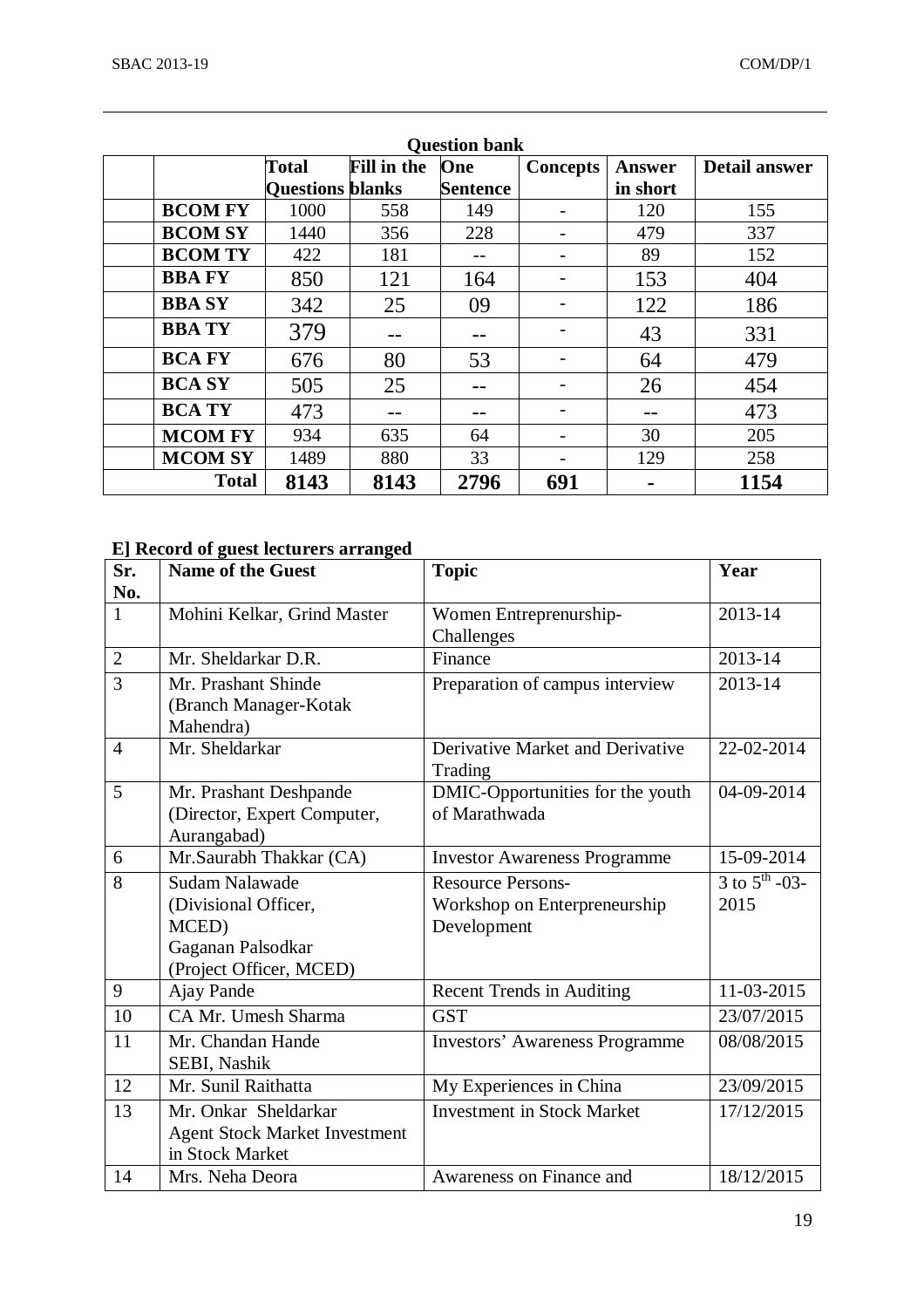**Question bank**

| | | Total Questions | Fill in the blanks | One Sentence | Concepts | Answer in short | Detail answer |
|---|---|---|---|---|---|---|---|
| | **BCOM FY** | 1000 | 558 | 149 | - | 120 | 155 |
| | **BCOM SY** | 1440 | 356 | 228 | - | 479 | 337 |
| | **BCOM TY** | 422 | 181 | -- | - | 89 | 152 |
| | **BBA FY** | 850 | 121 | 164 | - | 153 | 404 |
| | **BBA SY** | 342 | 25 | 09 | - | 122 | 186 |
| | **BBA TY** | 379 | -- | -- | - | 43 | 331 |
| | **BCA FY** | 676 | 80 | 53 | - | 64 | 479 |
| | **BCA SY** | 505 | 25 | -- | - | 26 | 454 |
| | **BCA TY** | 473 | -- | -- | - | -- | 473 |
| | **MCOM FY** | 934 | 635 | 64 | - | 30 | 205 |
| | **MCOM SY** | 1489 | 880 | 33 | - | 129 | 258 |
| | **Total** | **8143** | **8143** | **2796** | **691** | **-** | **1154** |

**E] Record of guest lecturers arranged**

| Sr. No. | Name of the Guest | Topic | Year |
|---|---|---|---|
| 1 | Mohini Kelkar, Grind Master | Women Entreprenurship- Challenges | 2013-14 |
| 2 | Mr. Sheldarkar D.R. | Finance | 2013-14 |
| 3 | Mr. Prashant Shinde (Branch Manager-Kotak Mahendra) | Preparation of campus interview | 2013-14 |
| 4 | Mr. Sheldarkar | Derivative Market and Derivative Trading | 22-02-2014 |
| 5 | Mr. Prashant Deshpande (Director, Expert Computer, Aurangabad) | DMIC-Opportunities for the youth of Marathwada | 04-09-2014 |
| 6 | Mr.Saurabh Thakkar (CA) | Investor Awareness Programme | 15-09-2014 |
| 8 | Sudam Nalawade (Divisional Officer, MCED) Gaganan Palsodkar (Project Officer, MCED) | Resource Persons- Workshop on Enterpereneurship Development | 3 to 5th -03-2015 |
| 9 | Ajay Pande | Recent Trends in Auditing | 11-03-2015 |
| 10 | CA Mr. Umesh Sharma | GST | 23/07/2015 |
| 11 | Mr. Chandan Hande SEBI, Nashik | Investors' Awareness Programme | 08/08/2015 |
| 12 | Mr. Sunil Raithatta | My Experiences in China | 23/09/2015 |
| 13 | Mr. Onkar Sheldarkar Agent Stock Market Investment in Stock Market | Investment in Stock Market | 17/12/2015 |
| 14 | Mrs. Neha Deora | Awareness on Finance and | 18/12/2015 |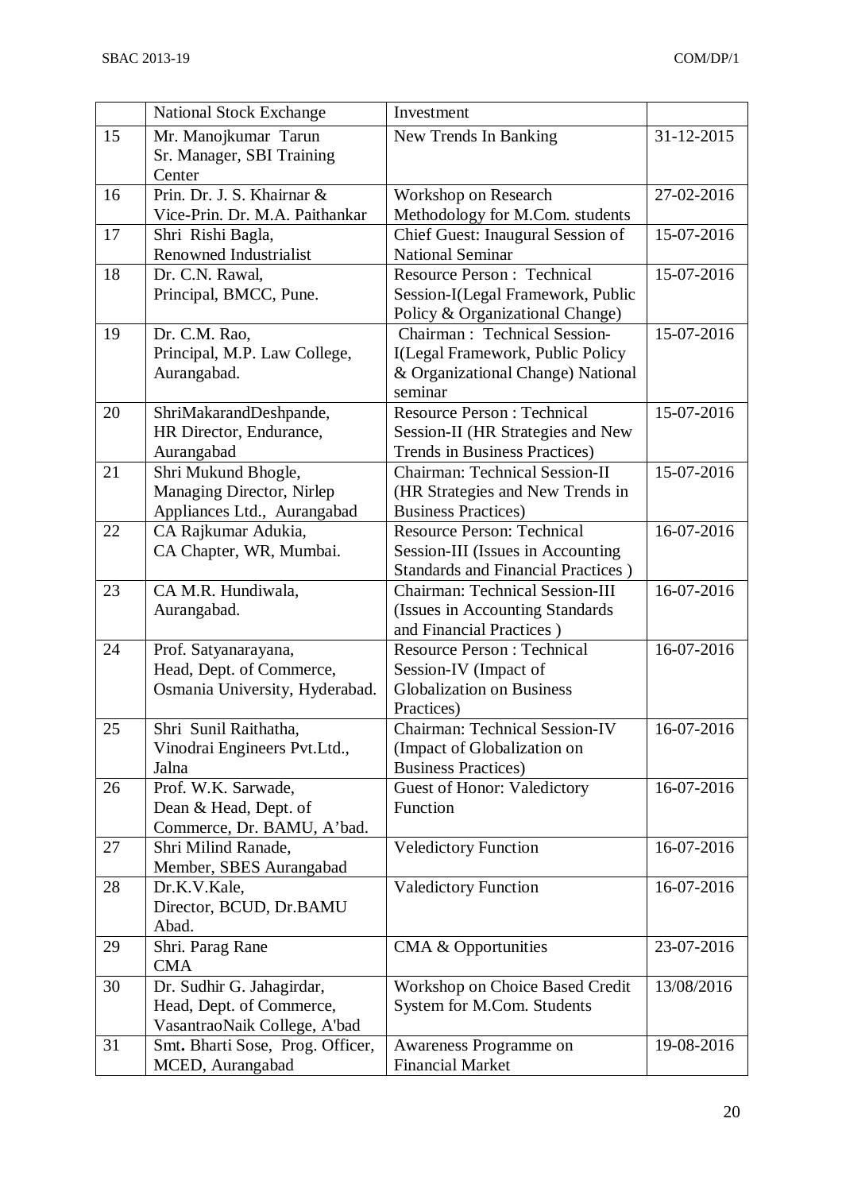|  | National Stock Exchange | Investment |  |
|---|---|---|---|
| 15 | Mr. Manojkumar Tarun Sr. Manager, SBI Training Center | New Trends In Banking | 31-12-2015 |
| 16 | Prin. Dr. J. S. Khairnar & Vice-Prin. Dr. M.A. Paithankar | Workshop on Research Methodology for M.Com. students | 27-02-2016 |
| 17 | Shri Rishi Bagla, Renowned Industrialist | Chief Guest: Inaugural Session of National Seminar | 15-07-2016 |
| 18 | Dr. C.N. Rawal, Principal, BMCC, Pune. | Resource Person : Technical Session-I(Legal Framework, Public Policy & Organizational Change) | 15-07-2016 |
| 19 | Dr. C.M. Rao, Principal, M.P. Law College, Aurangabad. | Chairman : Technical Session-I(Legal Framework, Public Policy & Organizational Change) National seminar | 15-07-2016 |
| 20 | ShriMakarandDeshpande, HR Director, Endurance, Aurangabad | Resource Person : Technical Session-II (HR Strategies and New Trends in Business Practices) | 15-07-2016 |
| 21 | Shri Mukund Bhogle, Managing Director, Nirlep Appliances Ltd., Aurangabad | Chairman: Technical Session-II (HR Strategies and New Trends in Business Practices) | 15-07-2016 |
| 22 | CA Rajkumar Adukia, CA Chapter, WR, Mumbai. | Resource Person: Technical Session-III (Issues in Accounting Standards and Financial Practices ) | 16-07-2016 |
| 23 | CA M.R. Hundiwala, Aurangabad. | Chairman: Technical Session-III (Issues in Accounting Standards and Financial Practices ) | 16-07-2016 |
| 24 | Prof. Satyanarayana, Head, Dept. of Commerce, Osmania University, Hyderabad. | Resource Person : Technical Session-IV (Impact of Globalization on Business Practices) | 16-07-2016 |
| 25 | Shri Sunil Raithatha, Vinodrai Engineers Pvt.Ltd., Jalna | Chairman: Technical Session-IV (Impact of Globalization on Business Practices) | 16-07-2016 |
| 26 | Prof. W.K. Sarwade, Dean & Head, Dept. of Commerce, Dr. BAMU, A'bad. | Guest of Honor: Valedictory Function | 16-07-2016 |
| 27 | Shri Milind Ranade, Member, SBES Aurangabad | Veledictory Function | 16-07-2016 |
| 28 | Dr.K.V.Kale, Director, BCUD, Dr.BAMU Abad. | Valedictory Function | 16-07-2016 |
| 29 | Shri. Parag Rane CMA | CMA & Opportunities | 23-07-2016 |
| 30 | Dr. Sudhir G. Jahagirdar, Head, Dept. of Commerce, VasantraoNaik College, A'bad | Workshop on Choice Based Credit System for M.Com. Students | 13/08/2016 |
| 31 | Smt. Bharti Sose, Prog. Officer, MCED, Aurangabad | Awareness Programme on Financial Market | 19-08-2016 |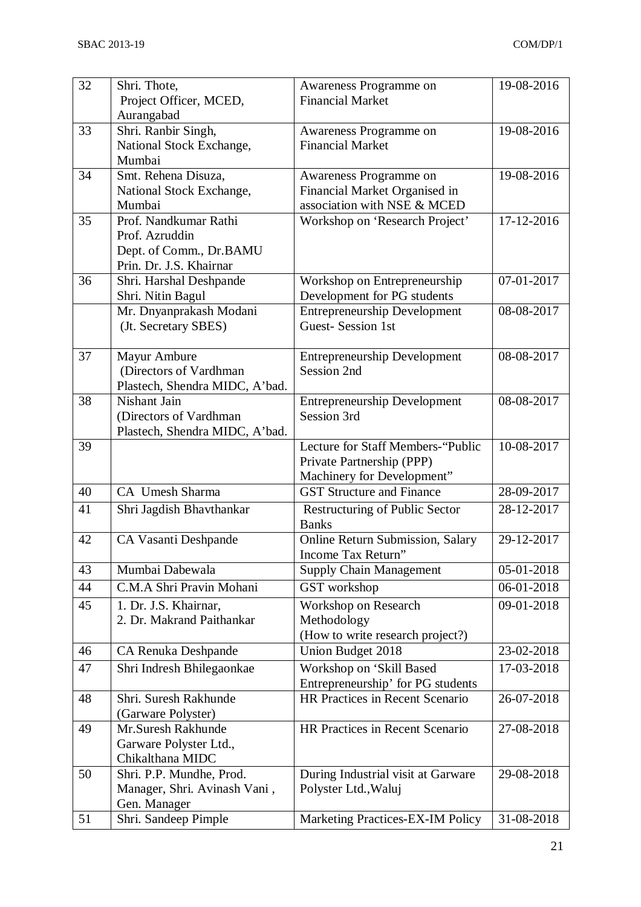| 32 | Shri. Thote, Project Officer, MCED, Aurangabad | Awareness Programme on Financial Market | 19-08-2016 |
|---|---|---|---|
| 33 | Shri. Ranbir Singh, National Stock Exchange, Mumbai | Awareness Programme on Financial Market | 19-08-2016 |
| 34 | Smt. Rehena Disuza, National Stock Exchange, Mumbai | Awareness Programme on Financial Market Organised in association with NSE & MCED | 19-08-2016 |
| 35 | Prof. Nandkumar Rathi<br>Prof. Azruddin<br>Dept. of Comm., Dr.BAMU<br>Prin. Dr. J.S. Khairnar | Workshop on 'Research Project' | 17-12-2016 |
| 36 | Shri. Harshal Deshpande<br>Shri. Nitin Bagul | Workshop on Entrepreneurship Development for PG students | 07-01-2017 |
| | Mr. Dnyanprakash Modani (Jt. Secretary SBES) | Entrepreneurship Development Guest- Session 1st | 08-08-2017 |
| 37 | Mayur Ambure (Directors of Vardhman Plastech, Shendra MIDC, A'bad. | Entrepreneurship Development Session 2nd | 08-08-2017 |
| 38 | Nishant Jain (Directors of Vardhman Plastech, Shendra MIDC, A'bad. | Entrepreneurship Development Session 3rd | 08-08-2017 |
| 39 | | Lecture for Staff Members-"Public Private Partnership (PPP) Machinery for Development" | 10-08-2017 |
| 40 | CA Umesh Sharma | GST Structure and Finance | 28-09-2017 |
| 41 | Shri Jagdish Bhavthankar | Restructuring of Public Sector Banks | 28-12-2017 |
| 42 | CA Vasanti Deshpande | Online Return Submission, Salary Income Tax Return" | 29-12-2017 |
| 43 | Mumbai Dabewala | Supply Chain Management | 05-01-2018 |
| 44 | C.M.A Shri Pravin Mohani | GST workshop | 06-01-2018 |
| 45 | 1. Dr. J.S. Khairnar,<br>2. Dr. Makrand Paithankar | Workshop on Research Methodology (How to write research project?) | 09-01-2018 |
| 46 | CA Renuka Deshpande | Union Budget 2018 | 23-02-2018 |
| 47 | Shri Indresh Bhilegaonkae | Workshop on 'Skill Based Entrepreneurship' for PG students | 17-03-2018 |
| 48 | Shri. Suresh Rakhunde (Garware Polyster) | HR Practices in Recent Scenario | 26-07-2018 |
| 49 | Mr.Suresh Rakhunde Garware Polyster Ltd., Chikalthana MIDC | HR Practices in Recent Scenario | 27-08-2018 |
| 50 | Shri. P.P. Mundhe, Prod. Manager, Shri. Avinash Vani , Gen. Manager | During Industrial visit at Garware Polyster Ltd.,Waluj | 29-08-2018 |
| 51 | Shri. Sandeep Pimple | Marketing Practices-EX-IM Policy | 31-08-2018 |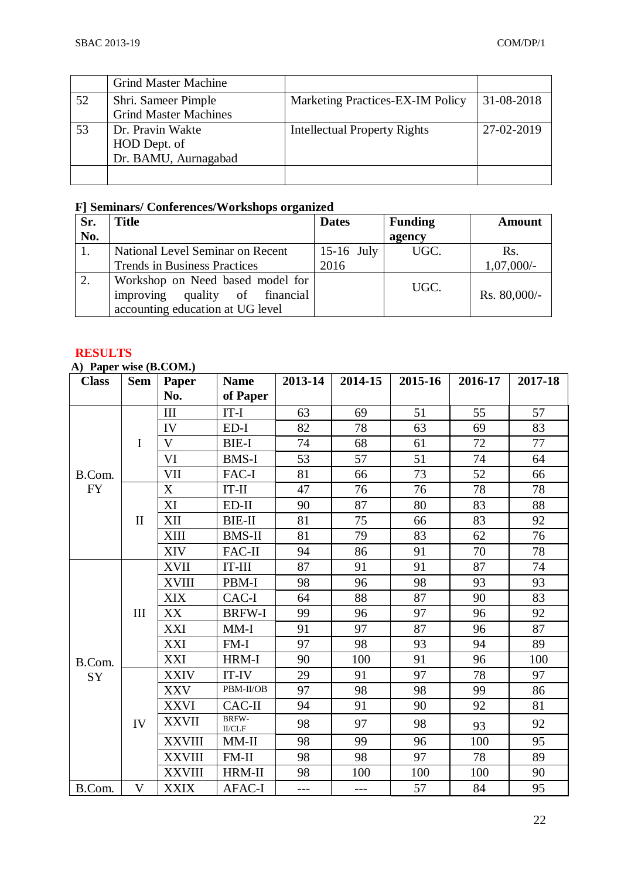|  | Grind Master Machine |  |  |
|---|---|---|---|
| 52 | Shri. Sameer Pimple<br>Grind Master Machines | Marketing Practices-EX-IM Policy | 31-08-2018 |
| 53 | Dr. Pravin Wakte<br>HOD Dept. of<br>Dr. BAMU, Aurnagabad | Intellectual Property Rights | 27-02-2019 |
|  |  |  |  |

**F] Seminars/ Conferences/Workshops organized**

| Sr. No. | Title | Dates | Funding agency | Amount |
|---|---|---|---|---|
| 1. | National Level Seminar on Recent Trends in Business Practices | 15-16 July 2016 | UGC. | Rs. 1,07,000/- |
| 2. | Workshop on Need based model for improving quality of financial accounting education at UG level |  | UGC. | Rs. 80,000/- |

## RESULTS

**A) Paper wise (B.COM.)**

| Class | Sem | Paper No. | Name of Paper | 2013-14 | 2014-15 | 2015-16 | 2016-17 | 2017-18 |
|---|---|---|---|---|---|---|---|---|
| B.Com. FY | I | III | IT-I | 63 | 69 | 51 | 55 | 57 |
|  |  | IV | ED-I | 82 | 78 | 63 | 69 | 83 |
|  |  | V | BIE-I | 74 | 68 | 61 | 72 | 77 |
|  |  | VI | BMS-I | 53 | 57 | 51 | 74 | 64 |
|  |  | VII | FAC-I | 81 | 66 | 73 | 52 | 66 |
|  | II | X | IT-II | 47 | 76 | 76 | 78 | 78 |
|  |  | XI | ED-II | 90 | 87 | 80 | 83 | 88 |
|  |  | XII | BIE-II | 81 | 75 | 66 | 83 | 92 |
|  |  | XIII | BMS-II | 81 | 79 | 83 | 62 | 76 |
|  |  | XIV | FAC-II | 94 | 86 | 91 | 70 | 78 |
| B.Com. SY | III | XVII | IT-III | 87 | 91 | 91 | 87 | 74 |
|  |  | XVIII | PBM-I | 98 | 96 | 98 | 93 | 93 |
|  |  | XIX | CAC-I | 64 | 88 | 87 | 90 | 83 |
|  |  | XX | BRFW-I | 99 | 96 | 97 | 96 | 92 |
|  |  | XXI | MM-I | 91 | 97 | 87 | 96 | 87 |
|  |  | XXI | FM-I | 97 | 98 | 93 | 94 | 89 |
|  |  | XXI | HRM-I | 90 | 100 | 91 | 96 | 100 |
|  | IV | XXIV | IT-IV | 29 | 91 | 97 | 78 | 97 |
|  |  | XXV | PBM-II/OB | 97 | 98 | 98 | 99 | 86 |
|  |  | XXVI | CAC-II | 94 | 91 | 90 | 92 | 81 |
|  |  | XXVII | BRFW-II/CLF | 98 | 97 | 98 | 93 | 92 |
|  |  | XXVIII | MM-II | 98 | 99 | 96 | 100 | 95 |
|  |  | XXVIII | FM-II | 98 | 98 | 97 | 78 | 89 |
|  |  | XXVIII | HRM-II | 98 | 100 | 100 | 100 | 90 |
| B.Com. | V | XXIX | AFAC-I | --- | --- | 57 | 84 | 95 |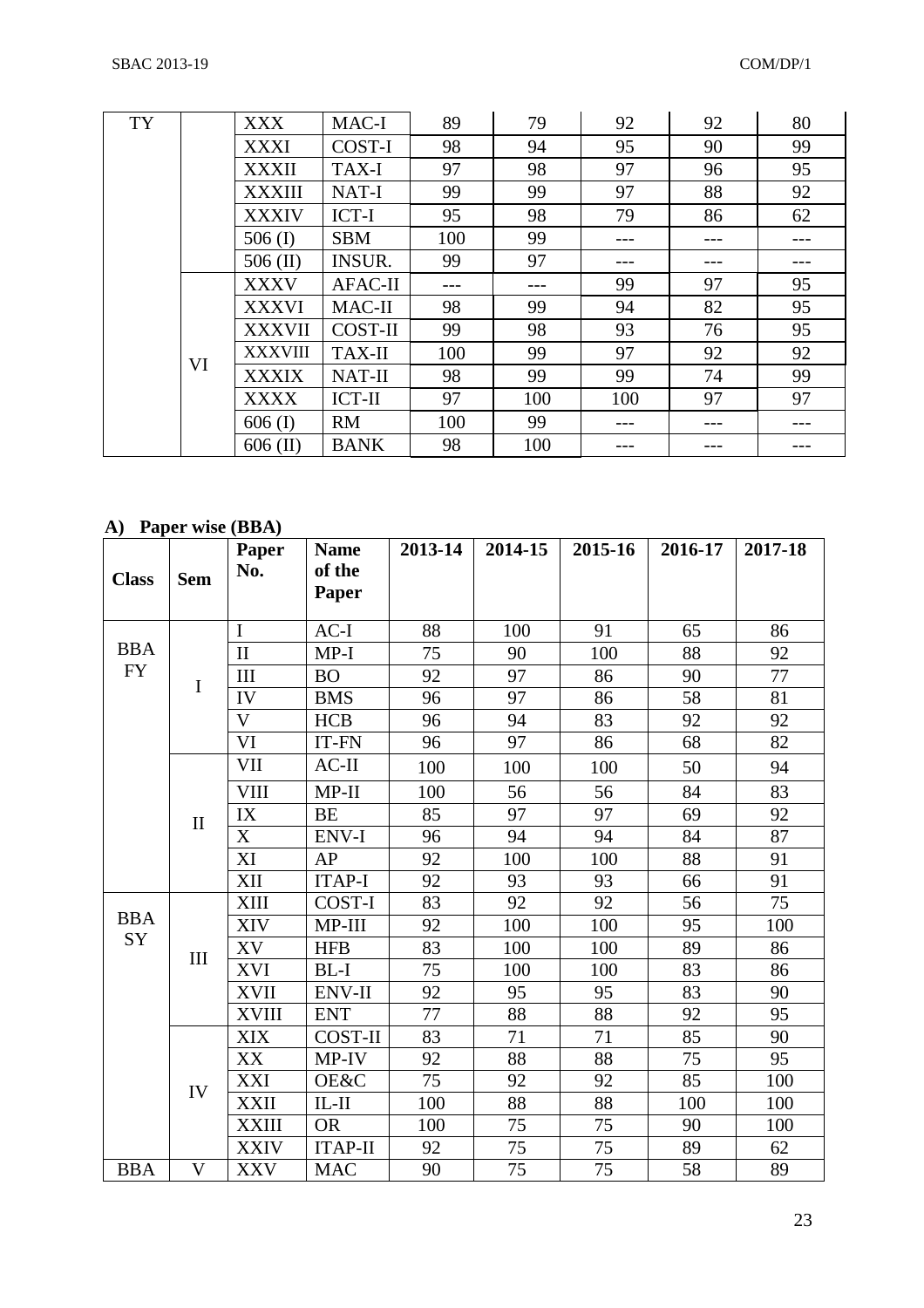| TY | | XXX | MAC-I | 89 | 79 | 92 | 92 | 80 |
|---|---|---|---|---|---|---|---|---|
| | | XXXI | COST-I | 98 | 94 | 95 | 90 | 99 |
| | | XXXII | TAX-I | 97 | 98 | 97 | 96 | 95 |
| | | XXXIII | NAT-I | 99 | 99 | 97 | 88 | 92 |
| | | XXXIV | ICT-I | 95 | 98 | 79 | 86 | 62 |
| | | 506 (I) | SBM | 100 | 99 | --- | --- | --- |
| | | 506 (II) | INSUR. | 99 | 97 | --- | --- | --- |
| | VI | XXXV | AFAC-II | --- | --- | 99 | 97 | 95 |
| | | XXXVI | MAC-II | 98 | 99 | 94 | 82 | 95 |
| | | XXXVII | COST-II | 99 | 98 | 93 | 76 | 95 |
| | | XXXVIII | TAX-II | 100 | 99 | 97 | 92 | 92 |
| | | XXXIX | NAT-II | 98 | 99 | 99 | 74 | 99 |
| | | XXXX | ICT-II | 97 | 100 | 100 | 97 | 97 |
| | | 606 (I) | RM | 100 | 99 | --- | --- | --- |
| | | 606 (II) | BANK | 98 | 100 | --- | --- | --- |

**A) Paper wise (BBA)**

| Class | Sem | Paper No. | Name of the Paper | 2013-14 | 2014-15 | 2015-16 | 2016-17 | 2017-18 |
|---|---|---|---|---|---|---|---|---|
| BBA FY | I | I | AC-I | 88 | 100 | 91 | 65 | 86 |
| | | II | MP-I | 75 | 90 | 100 | 88 | 92 |
| | | III | BO | 92 | 97 | 86 | 90 | 77 |
| | | IV | BMS | 96 | 97 | 86 | 58 | 81 |
| | | V | HCB | 96 | 94 | 83 | 92 | 92 |
| | | VI | IT-FN | 96 | 97 | 86 | 68 | 82 |
| | II | VII | AC-II | 100 | 100 | 100 | 50 | 94 |
| | | VIII | MP-II | 100 | 56 | 56 | 84 | 83 |
| | | IX | BE | 85 | 97 | 97 | 69 | 92 |
| | | X | ENV-I | 96 | 94 | 94 | 84 | 87 |
| | | XI | AP | 92 | 100 | 100 | 88 | 91 |
| | | XII | ITAP-I | 92 | 93 | 93 | 66 | 91 |
| BBA SY | III | XIII | COST-I | 83 | 92 | 92 | 56 | 75 |
| | | XIV | MP-III | 92 | 100 | 100 | 95 | 100 |
| | | XV | HFB | 83 | 100 | 100 | 89 | 86 |
| | | XVI | BL-I | 75 | 100 | 100 | 83 | 86 |
| | | XVII | ENV-II | 92 | 95 | 95 | 83 | 90 |
| | | XVIII | ENT | 77 | 88 | 88 | 92 | 95 |
| | IV | XIX | COST-II | 83 | 71 | 71 | 85 | 90 |
| | | XX | MP-IV | 92 | 88 | 88 | 75 | 95 |
| | | XXI | OE&C | 75 | 92 | 92 | 85 | 100 |
| | | XXII | IL-II | 100 | 88 | 88 | 100 | 100 |
| | | XXIII | OR | 100 | 75 | 75 | 90 | 100 |
| | | XXIV | ITAP-II | 92 | 75 | 75 | 89 | 62 |
| BBA | V | XXV | MAC | 90 | 75 | 75 | 58 | 89 |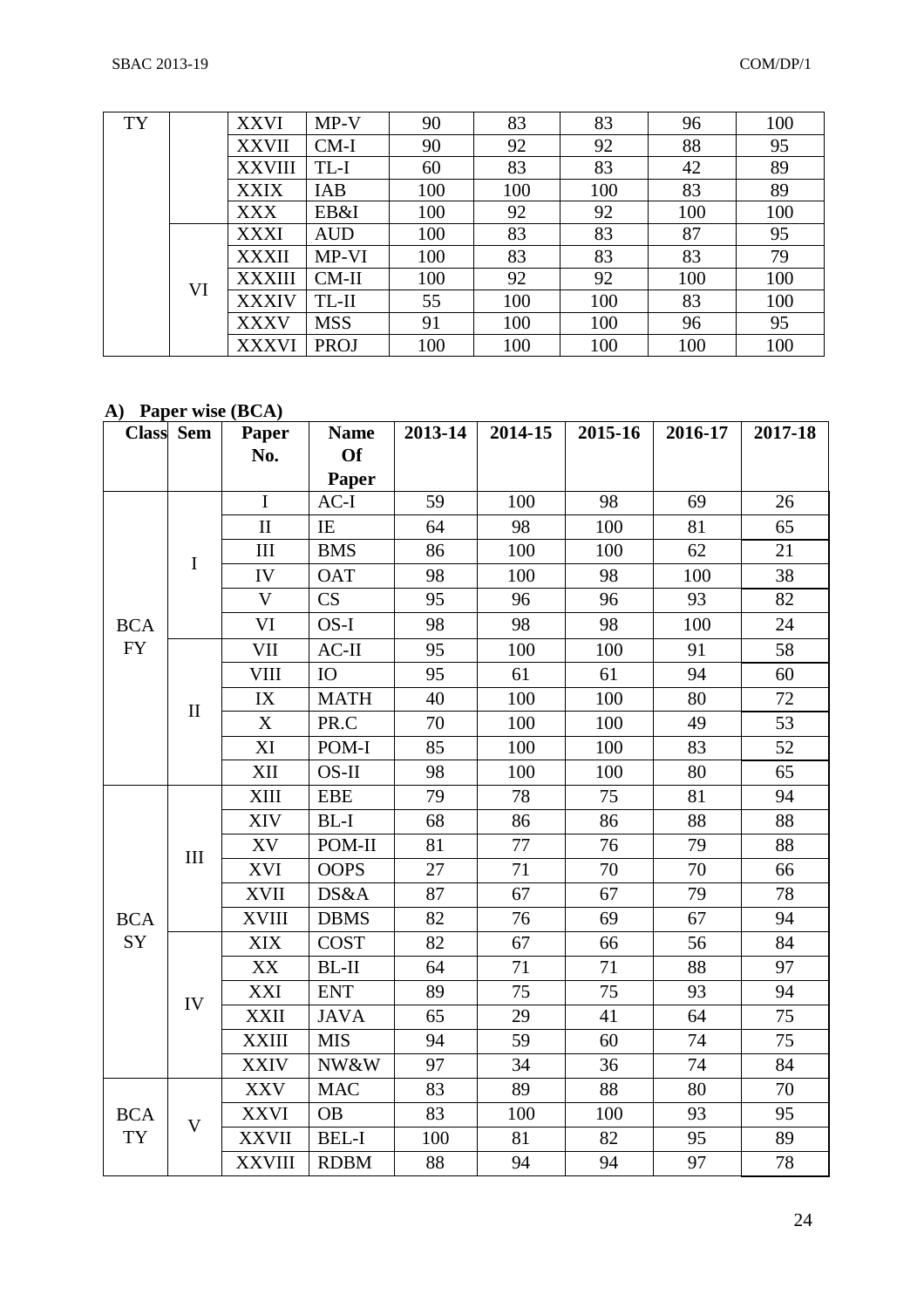| TY | | XXVI | MP-V | 90 | 83 | 83 | 96 | 100 |
|---|---|---|---|---|---|---|---|---|
| | | XXVII | CM-I | 90 | 92 | 92 | 88 | 95 |
| | | XXVIII | TL-I | 60 | 83 | 83 | 42 | 89 |
| | | XXIX | IAB | 100 | 100 | 100 | 83 | 89 |
| | | XXX | EB&I | 100 | 92 | 92 | 100 | 100 |
| | VI | XXXI | AUD | 100 | 83 | 83 | 87 | 95 |
| | | XXXII | MP-VI | 100 | 83 | 83 | 83 | 79 |
| | | XXXIII | CM-II | 100 | 92 | 92 | 100 | 100 |
| | | XXXIV | TL-II | 55 | 100 | 100 | 83 | 100 |
| | | XXXV | MSS | 91 | 100 | 100 | 96 | 95 |
| | | XXXVI | PROJ | 100 | 100 | 100 | 100 | 100 |

**A) Paper wise (BCA)**

| Class | Sem | Paper No. | Name Of Paper | 2013-14 | 2014-15 | 2015-16 | 2016-17 | 2017-18 |
|---|---|---|---|---|---|---|---|---|
| BCA FY | I | I | AC-I | 59 | 100 | 98 | 69 | 26 |
| | | II | IE | 64 | 98 | 100 | 81 | 65 |
| | | III | BMS | 86 | 100 | 100 | 62 | 21 |
| | | IV | OAT | 98 | 100 | 98 | 100 | 38 |
| | | V | CS | 95 | 96 | 96 | 93 | 82 |
| | | VI | OS-I | 98 | 98 | 98 | 100 | 24 |
| | II | VII | AC-II | 95 | 100 | 100 | 91 | 58 |
| | | VIII | IO | 95 | 61 | 61 | 94 | 60 |
| | | IX | MATH | 40 | 100 | 100 | 80 | 72 |
| | | X | PR.C | 70 | 100 | 100 | 49 | 53 |
| | | XI | POM-I | 85 | 100 | 100 | 83 | 52 |
| | | XII | OS-II | 98 | 100 | 100 | 80 | 65 |
| BCA SY | III | XIII | EBE | 79 | 78 | 75 | 81 | 94 |
| | | XIV | BL-I | 68 | 86 | 86 | 88 | 88 |
| | | XV | POM-II | 81 | 77 | 76 | 79 | 88 |
| | | XVI | OOPS | 27 | 71 | 70 | 70 | 66 |
| | | XVII | DS&A | 87 | 67 | 67 | 79 | 78 |
| | | XVIII | DBMS | 82 | 76 | 69 | 67 | 94 |
| | IV | XIX | COST | 82 | 67 | 66 | 56 | 84 |
| | | XX | BL-II | 64 | 71 | 71 | 88 | 97 |
| | | XXI | ENT | 89 | 75 | 75 | 93 | 94 |
| | | XXII | JAVA | 65 | 29 | 41 | 64 | 75 |
| | | XXIII | MIS | 94 | 59 | 60 | 74 | 75 |
| | | XXIV | NW&W | 97 | 34 | 36 | 74 | 84 |
| BCA TY | V | XXV | MAC | 83 | 89 | 88 | 80 | 70 |
| | | XXVI | OB | 83 | 100 | 100 | 93 | 95 |
| | | XXVII | BEL-I | 100 | 81 | 82 | 95 | 89 |
| | | XXVIII | RDBM | 88 | 94 | 94 | 97 | 78 |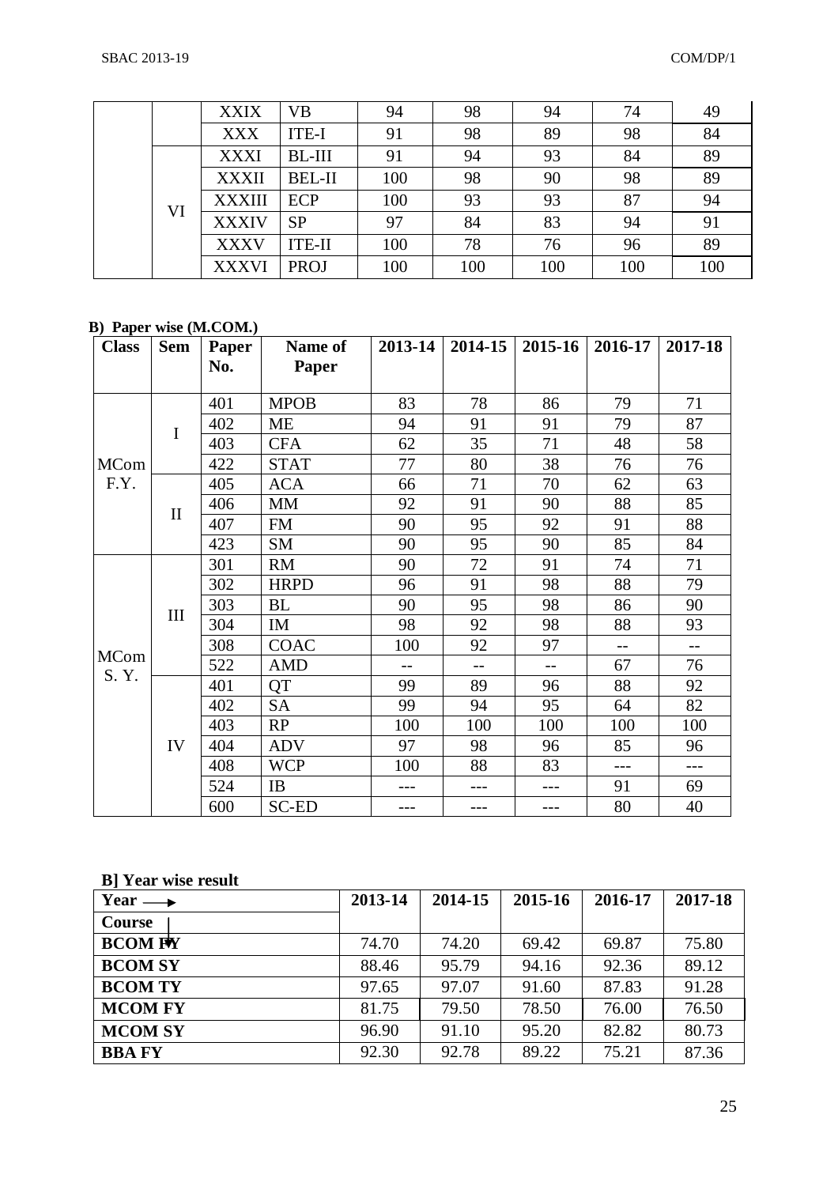| | | | | | | | | |
|---|---|---|---|---|---|---|---|---|
| | | XXIX | VB | 94 | 98 | 94 | 74 | 49 |
| | | XXX | ITE-I | 91 | 98 | 89 | 98 | 84 |
| | VI | XXXI | BL-III | 91 | 94 | 93 | 84 | 89 |
| | | XXXII | BEL-II | 100 | 98 | 90 | 98 | 89 |
| | | XXXIII | ECP | 100 | 93 | 93 | 87 | 94 |
| | | XXXIV | SP | 97 | 84 | 83 | 94 | 91 |
| | | XXXV | ITE-II | 100 | 78 | 76 | 96 | 89 |
| | | XXXVI | PROJ | 100 | 100 | 100 | 100 | 100 |

**B) Paper wise (M.COM.)**

| Class | Sem | Paper No. | Name of Paper | 2013-14 | 2014-15 | 2015-16 | 2016-17 | 2017-18 |
|---|---|---|---|---|---|---|---|---|
| MCom F.Y. | I | 401 | MPOB | 83 | 78 | 86 | 79 | 71 |
| | | 402 | ME | 94 | 91 | 91 | 79 | 87 |
| | | 403 | CFA | 62 | 35 | 71 | 48 | 58 |
| | | 422 | STAT | 77 | 80 | 38 | 76 | 76 |
| | II | 405 | ACA | 66 | 71 | 70 | 62 | 63 |
| | | 406 | MM | 92 | 91 | 90 | 88 | 85 |
| | | 407 | FM | 90 | 95 | 92 | 91 | 88 |
| | | 423 | SM | 90 | 95 | 90 | 85 | 84 |
| MCom S. Y. | III | 301 | RM | 90 | 72 | 91 | 74 | 71 |
| | | 302 | HRPD | 96 | 91 | 98 | 88 | 79 |
| | | 303 | BL | 90 | 95 | 98 | 86 | 90 |
| | | 304 | IM | 98 | 92 | 98 | 88 | 93 |
| | | 308 | COAC | 100 | 92 | 97 | -- | -- |
| | | 522 | AMD | -- | -- | -- | 67 | 76 |
| | IV | 401 | QT | 99 | 89 | 96 | 88 | 92 |
| | | 402 | SA | 99 | 94 | 95 | 64 | 82 |
| | | 403 | RP | 100 | 100 | 100 | 100 | 100 |
| | | 404 | ADV | 97 | 98 | 96 | 85 | 96 |
| | | 408 | WCP | 100 | 88 | 83 | --- | --- |
| | | 524 | IB | --- | --- | --- | 91 | 69 |
| | | 600 | SC-ED | --- | --- | --- | 80 | 40 |

**B] Year wise result**

| Year → / Course ↓ | 2013-14 | 2014-15 | 2015-16 | 2016-17 | 2017-18 |
|---|---|---|---|---|---|
| **BCOM FY** | 74.70 | 74.20 | 69.42 | 69.87 | 75.80 |
| **BCOM SY** | 88.46 | 95.79 | 94.16 | 92.36 | 89.12 |
| **BCOM TY** | 97.65 | 97.07 | 91.60 | 87.83 | 91.28 |
| **MCOM FY** | 81.75 | 79.50 | 78.50 | 76.00 | 76.50 |
| **MCOM SY** | 96.90 | 91.10 | 95.20 | 82.82 | 80.73 |
| **BBA FY** | 92.30 | 92.78 | 89.22 | 75.21 | 87.36 |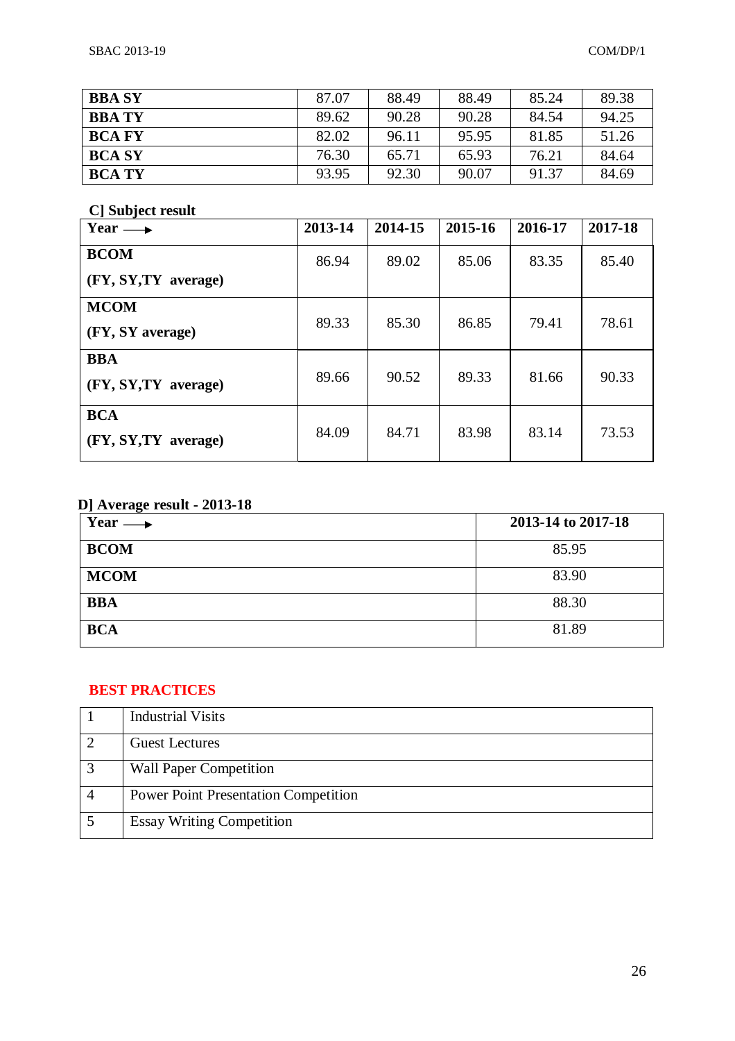| | | | | | |
|---|---|---|---|---|---|
| **BBA SY** | 87.07 | 88.49 | 88.49 | 85.24 | 89.38 |
| **BBA TY** | 89.62 | 90.28 | 90.28 | 84.54 | 94.25 |
| **BCA FY** | 82.02 | 96.11 | 95.95 | 81.85 | 51.26 |
| **BCA SY** | 76.30 | 65.71 | 65.93 | 76.21 | 84.64 |
| **BCA TY** | 93.95 | 92.30 | 90.07 | 91.37 | 84.69 |

**C] Subject result**

| **Year ⟶** | **2013-14** | **2014-15** | **2015-16** | **2016-17** | **2017-18** |
|---|---|---|---|---|---|
| **BCOM (FY, SY,TY average)** | 86.94 | 89.02 | 85.06 | 83.35 | 85.40 |
| **MCOM (FY, SY average)** | 89.33 | 85.30 | 86.85 | 79.41 | 78.61 |
| **BBA (FY, SY,TY average)** | 89.66 | 90.52 | 89.33 | 81.66 | 90.33 |
| **BCA (FY, SY,TY average)** | 84.09 | 84.71 | 83.98 | 83.14 | 73.53 |

**D] Average result - 2013-18**

| **Year ⟶** | **2013-14 to 2017-18** |
|---|---|
| **BCOM** | 85.95 |
| **MCOM** | 83.90 |
| **BBA** | 88.30 |
| **BCA** | 81.89 |

**BEST PRACTICES**

| | |
|---|---|
| 1 | Industrial Visits |
| 2 | Guest Lectures |
| 3 | Wall Paper Competition |
| 4 | Power Point Presentation Competition |
| 5 | Essay Writing Competition |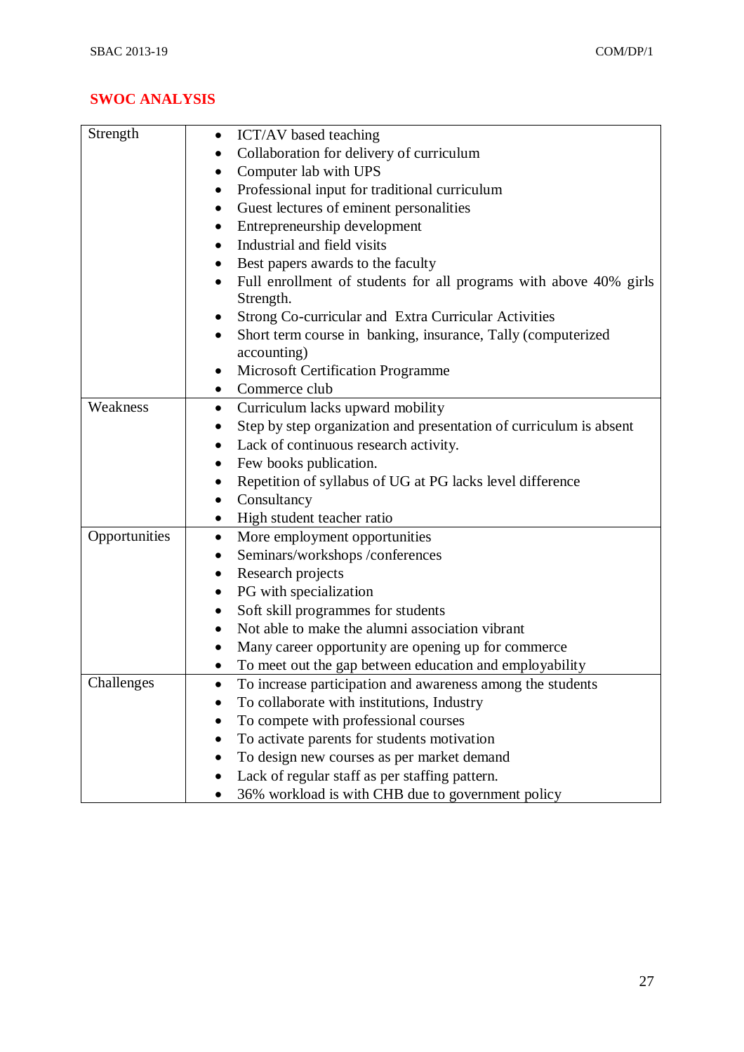## SWOC ANALYSIS

| | |
|---|---|
| Strength | • ICT/AV based teaching<br>• Collaboration for delivery of curriculum<br>• Computer lab with UPS<br>• Professional input for traditional curriculum<br>• Guest lectures of eminent personalities<br>• Entrepreneurship development<br>• Industrial and field visits<br>• Best papers awards to the faculty<br>• Full enrollment of students for all programs with above 40% girls Strength.<br>• Strong Co-curricular and Extra Curricular Activities<br>• Short term course in banking, insurance, Tally (computerized accounting)<br>• Microsoft Certification Programme<br>• Commerce club |
| Weakness | • Curriculum lacks upward mobility<br>• Step by step organization and presentation of curriculum is absent<br>• Lack of continuous research activity.<br>• Few books publication.<br>• Repetition of syllabus of UG at PG lacks level difference<br>• Consultancy<br>• High student teacher ratio |
| Opportunities | • More employment opportunities<br>• Seminars/workshops /conferences<br>• Research projects<br>• PG with specialization<br>• Soft skill programmes for students<br>• Not able to make the alumni association vibrant<br>• Many career opportunity are opening up for commerce<br>• To meet out the gap between education and employability |
| Challenges | • To increase participation and awareness among the students<br>• To collaborate with institutions, Industry<br>• To compete with professional courses<br>• To activate parents for students motivation<br>• To design new courses as per market demand<br>• Lack of regular staff as per staffing pattern.<br>• 36% workload is with CHB due to government policy |